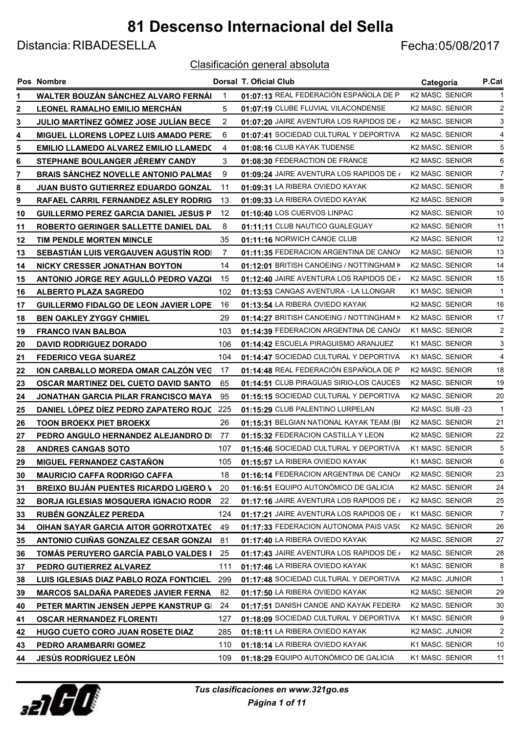# 81 Descenso Internacional del Sella

Distancia: RIBADESELLA

Fecha:05/08/2017

Clasificación general absoluta

| Pos | Nombre | Dorsal | T. Oficial | Club | Categoría | P.Cat |
|---|---|---|---|---|---|---|
| 1 | WALTER BOUZÁN SÁNCHEZ ALVARO FERNÁI | 1 | 01:07:13 | REAL FEDERACIÓN ESPAÑOLA DE P | K2 MASC. SENIOR | 1 |
| 2 | LEONEL RAMALHO EMILIO MERCHÁN | 5 | 01:07:19 | CLUBE FLUVIAL VILACONDENSE | K2 MASC. SENIOR | 2 |
| 3 | JULIO MARTÍNEZ GÓMEZ JOSE JULÍAN BECE | 2 | 01:07:20 | JAIRE AVENTURA LOS RAPIDOS DE / | K2 MASC. SENIOR | 3 |
| 4 | MIGUEL LLORENS LOPEZ LUIS AMADO PERE. | 6 | 01:07:41 | SOCIEDAD CULTURAL Y DEPORTIVA | K2 MASC. SENIOR | 4 |
| 5 | EMILIO LLAMEDO ALVAREZ EMILIO LLAMEDC | 4 | 01:08:16 | CLUB KAYAK TUDENSE | K2 MASC. SENIOR | 5 |
| 6 | STEPHANE BOULANGER JÉREMY CANDY | 3 | 01:08:30 | FEDERACTION DE FRANCE | K2 MASC. SENIOR | 6 |
| 7 | BRAIS SÁNCHEZ NOVELLE ANTONIO PALMAS | 9 | 01:09:24 | JAIRE AVENTURA LOS RAPIDOS DE / | K2 MASC. SENIOR | 7 |
| 8 | JUAN BUSTO GUTIERREZ EDUARDO GONZAL | 11 | 01:09:31 | LA RIBERA OVIEDO KAYAK | K2 MASC. SENIOR | 8 |
| 9 | RAFAEL CARRIL FERNANDEZ ASLEY RODRIG | 13 | 01:09:33 | LA RIBERA OVIEDO KAYAK | K2 MASC. SENIOR | 9 |
| 10 | GUILLERMO PEREZ GARCIA DANIEL JESUS P | 12 | 01:10:40 | LOS CUERVOS LINPAC | K2 MASC. SENIOR | 10 |
| 11 | ROBERTO GERINGER SALLETTE DANIEL DAL | 8 | 01:11:11 | CLUB NAUTICO GUALEGUAY | K2 MASC. SENIOR | 11 |
| 12 | TIM PENDLE MORTEN MINCLE | 35 | 01:11:16 | NORWICH CANOE CLUB | K2 MASC. SENIOR | 12 |
| 13 | SEBASTIÁN LUIS VERGAUVEN AGUSTÍN RODI | 7 | 01:11:35 | FEDERACION ARGENTINA DE CANO/ | K2 MASC. SENIOR | 13 |
| 14 | NICKY CRESSER JONATHAN BOYTON | 14 | 01:12:01 | BRITISH CANOEING / NOTTINGHAM K | K2 MASC. SENIOR | 14 |
| 15 | ANTONIO JORGE REY AGULLÓ PEDRO VAZQU | 15 | 01:12:40 | JAIRE AVENTURA LOS RAPIDOS DE / | K2 MASC. SENIOR | 15 |
| 16 | ALBERTO PLAZA SAGREDO | 102 | 01:13:53 | CANGAS AVENTURA - LA LLONGAR | K1 MASC. SENIOR | 1 |
| 17 | GUILLERMO FIDALGO DE LEON JAVIER LOPE | 16 | 01:13:54 | LA RIBERA OVIEDO KAYAK | K2 MASC. SENIOR | 16 |
| 18 | BEN OAKLEY ZYGGY CHMIEL | 29 | 01:14:27 | BRITISH CANOEING / NOTTINGHAM K | K2 MASC. SENIOR | 17 |
| 19 | FRANCO IVAN BALBOA | 103 | 01:14:39 | FEDERACION ARGENTINA DE CANO/ | K1 MASC. SENIOR | 2 |
| 20 | DAVID RODRIGUEZ DORADO | 106 | 01:14:42 | ESCUELA PIRAGUISMO ARANJUEZ | K1 MASC. SENIOR | 3 |
| 21 | FEDERICO VEGA SUAREZ | 104 | 01:14:47 | SOCIEDAD CULTURAL Y DEPORTIVA | K1 MASC. SENIOR | 4 |
| 22 | ION CARBALLO MOREDA OMAR CALZÓN VEG | 17 | 01:14:48 | REAL FEDERACIÓN ESPAÑOLA DE P | K2 MASC. SENIOR | 18 |
| 23 | OSCAR MARTINEZ DEL CUETO DAVID SANTO | 65 | 01:14:51 | CLUB PIRAGUAS SIRIO-LOS CAUCES | K2 MASC. SENIOR | 19 |
| 24 | JONATHAN GARCIA PILAR FRANCISCO MAYA | 95 | 01:15:15 | SOCIEDAD CULTURAL Y DEPORTIVA | K2 MASC. SENIOR | 20 |
| 25 | DANIEL LÓPEZ DÍEZ PEDRO ZAPATERO ROJC | 225 | 01:15:29 | CLUB PALENTINO LURPELAN | K2 MASC. SUB -23 | 1 |
| 26 | TOON BROEKX PIET BROEKX | 26 | 01:15:31 | BELGIAN NATIONAL KAYAK TEAM (BI | K2 MASC. SENIOR | 21 |
| 27 | PEDRO ANGULO HERNANDEZ ALEJANDRO DI | 77 | 01:15:32 | FEDERACION CASTILLA Y LEON | K2 MASC. SENIOR | 22 |
| 28 | ANDRES CANGAS SOTO | 107 | 01:15:46 | SOCIEDAD CULTURAL Y DEPORTIVA | K1 MASC. SENIOR | 5 |
| 29 | MIGUEL FERNANDEZ CASTAÑON | 105 | 01:15:57 | LA RIBERA OVIEDO KAYAK | K1 MASC. SENIOR | 6 |
| 30 | MAURICIO CAFFA RODRIGO CAFFA | 18 | 01:16:14 | FEDERACION ARGENTINA DE CANO/ | K2 MASC. SENIOR | 23 |
| 31 | BREIXO BUJÁN PUENTES RICARDO LIGERO V | 20 | 01:16:51 | EQUIPO AUTONÓMICO DE GALICIA | K2 MASC. SENIOR | 24 |
| 32 | BORJA IGLESIAS MOSQUERA IGNACIO RODR | 22 | 01:17:16 | JAIRE AVENTURA LOS RAPIDOS DE / | K2 MASC. SENIOR | 25 |
| 33 | RUBÉN GONZÁLEZ PEREDA | 124 | 01:17:21 | JAIRE AVENTURA LOS RAPIDOS DE / | K1 MASC. SENIOR | 7 |
| 34 | OIHAN SAYAR GARCIA AITOR GORROTXATEC | 49 | 01:17:33 | FEDERACION AUTONOMA PAIS VASC | K2 MASC. SENIOR | 26 |
| 35 | ANTONIO CUIÑAS GONZALEZ CESAR GONZAI | 81 | 01:17:40 | LA RIBERA OVIEDO KAYAK | K2 MASC. SENIOR | 27 |
| 36 | TOMÁS PERUYERO GARCÍA PABLO VALDES I | 25 | 01:17:43 | JAIRE AVENTURA LOS RAPIDOS DE / | K2 MASC. SENIOR | 28 |
| 37 | PEDRO GUTIERREZ ALVAREZ | 111 | 01:17:46 | LA RIBERA OVIEDO KAYAK | K1 MASC. SENIOR | 8 |
| 38 | LUIS IGLESIAS DIAZ PABLO ROZA FONTICIEL | 299 | 01:17:48 | SOCIEDAD CULTURAL Y DEPORTIVA | K2 MASC. JUNIOR | 1 |
| 39 | MARCOS SALDAÑA PAREDES JAVIER FERNA | 82 | 01:17:50 | LA RIBERA OVIEDO KAYAK | K2 MASC. SENIOR | 29 |
| 40 | PETER MARTIN JENSEN JEPPE KANSTRUP GI | 24 | 01:17:51 | DANISH CANOE AND KAYAK FEDERA | K2 MASC. SENIOR | 30 |
| 41 | OSCAR HERNANDEZ FLORENTI | 127 | 01:18:09 | SOCIEDAD CULTURAL Y DEPORTIVA | K1 MASC. SENIOR | 9 |
| 42 | HUGO CUETO CORO JUAN ROSETE DIAZ | 285 | 01:18:11 | LA RIBERA OVIEDO KAYAK | K2 MASC. JUNIOR | 2 |
| 43 | PEDRO ARAMBARRI GOMEZ | 110 | 01:18:14 | LA RIBERA OVIEDO KAYAK | K1 MASC. SENIOR | 10 |
| 44 | JESÚS RODRÍGUEZ LEÓN | 109 | 01:18:29 | EQUIPO AUTONÓMICO DE GALICIA | K1 MASC. SENIOR | 11 |

*Tus clasificaciones en www.321go.es*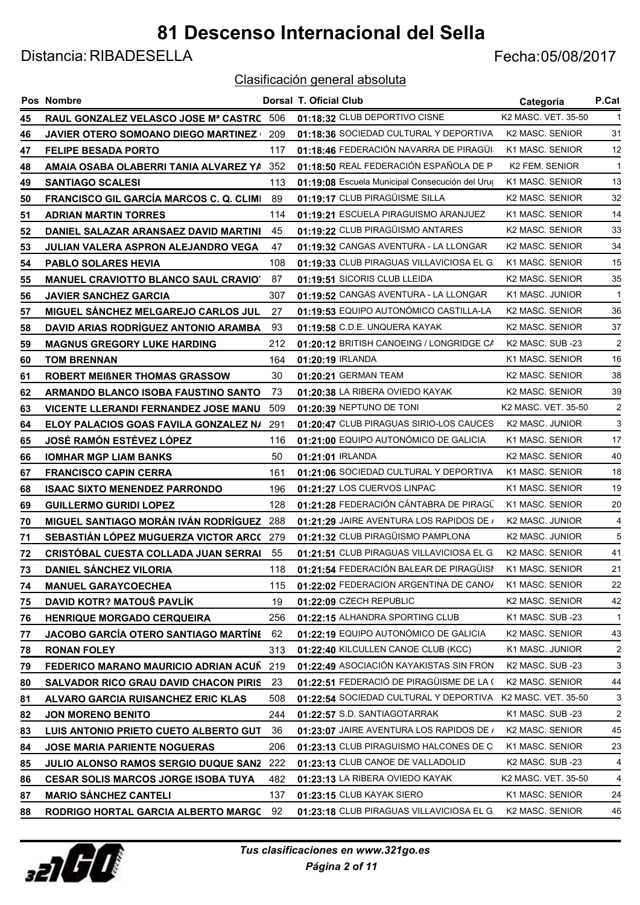# 81 Descenso Internacional del Sella

Distancia: RIBADESELLA

Fecha:05/08/2017

Clasificación general absoluta

| Pos | Nombre | Dorsal | T. Oficial | Club | Categoría | P.Cat |
|---|---|---|---|---|---|---|
| 45 | RAUL GONZALEZ VELASCO JOSE Mª CASTRC | 506 | 01:18:32 | CLUB DEPORTIVO CISNE | K2 MASC. VET. 35-50 | 1 |
| 46 | JAVIER OTERO SOMOANO DIEGO MARTINEZ | 209 | 01:18:36 | SOCIEDAD CULTURAL Y DEPORTIVA | K2 MASC. SENIOR | 31 |
| 47 | FELIPE BESADA PORTO | 117 | 01:18:46 | FEDERACIÓN NAVARRA DE PIRAGÜI | K1 MASC. SENIOR | 12 |
| 48 | AMAIA OSABA OLABERRI TANIA ALVAREZ YA | 352 | 01:18:50 | REAL FEDERACIÓN ESPAÑOLA DE P | K2 FEM. SENIOR | 1 |
| 49 | SANTIAGO SCALESI | 113 | 01:19:08 | Escuela Municipal Consecución del Urug | K1 MASC. SENIOR | 13 |
| 50 | FRANCISCO GIL GARCÍA MARCOS C. Q. CLIMI | 89 | 01:19:17 | CLUB PIRAGÜISME SILLA | K2 MASC. SENIOR | 32 |
| 51 | ADRIAN MARTIN TORRES | 114 | 01:19:21 | ESCUELA PIRAGUISMO ARANJUEZ | K1 MASC. SENIOR | 14 |
| 52 | DANIEL SALAZAR ARANSAEZ DAVID MARTINI | 45 | 01:19:22 | CLUB PIRAGÜISMO ANTARES | K2 MASC. SENIOR | 33 |
| 53 | JULIAN VALERA ASPRON ALEJANDRO VEGA | 47 | 01:19:32 | CANGAS AVENTURA - LA LLONGAR | K2 MASC. SENIOR | 34 |
| 54 | PABLO SOLARES HEVIA | 108 | 01:19:33 | CLUB PIRAGUAS VILLAVICIOSA EL G | K1 MASC. SENIOR | 15 |
| 55 | MANUEL CRAVIOTTO BLANCO SAUL CRAVIOT | 87 | 01:19:51 | SICORIS CLUB LLEIDA | K2 MASC. SENIOR | 35 |
| 56 | JAVIER SANCHEZ GARCIA | 307 | 01:19:52 | CANGAS AVENTURA - LA LLONGAR | K1 MASC. JUNIOR | 1 |
| 57 | MIGUEL SÁNCHEZ MELGAREJO CARLOS JUL | 27 | 01:19:53 | EQUIPO AUTONÓMICO CASTILLA-LA | K2 MASC. SENIOR | 36 |
| 58 | DAVID ARIAS RODRÍGUEZ ANTONIO ARAMBA | 93 | 01:19:58 | C.D.E. UNQUERA KAYAK | K2 MASC. SENIOR | 37 |
| 59 | MAGNUS GREGORY LUKE HARDING | 212 | 01:20:12 | BRITISH CANOEING / LONGRIDGE CA | K2 MASC. SUB -23 | 2 |
| 60 | TOM BRENNAN | 164 | 01:20:19 | IRLANDA | K1 MASC. SENIOR | 16 |
| 61 | ROBERT MEIßNER THOMAS GRASSOW | 30 | 01:20:21 | GERMAN TEAM | K2 MASC. SENIOR | 38 |
| 62 | ARMANDO BLANCO ISOBA FAUSTINO SANTO | 73 | 01:20:38 | LA RIBERA OVIEDO KAYAK | K2 MASC. SENIOR | 39 |
| 63 | VICENTE LLERANDI FERNANDEZ JOSE MANU | 509 | 01:20:39 | NEPTUNO DE TONI | K2 MASC. VET. 35-50 | 2 |
| 64 | ELOY PALACIOS GOAS FAVILA GONZALEZ NA | 291 | 01:20:47 | CLUB PIRAGUAS SIRIO-LOS CAUCES | K2 MASC. JUNIOR | 3 |
| 65 | JOSÉ RAMÓN ESTÉVEZ LÓPEZ | 116 | 01:21:00 | EQUIPO AUTONÓMICO DE GALICIA | K1 MASC. SENIOR | 17 |
| 66 | IOMHAR MGP LIAM BANKS | 50 | 01:21:01 | IRLANDA | K2 MASC. SENIOR | 40 |
| 67 | FRANCISCO CAPIN CERRA | 161 | 01:21:06 | SOCIEDAD CULTURAL Y DEPORTIVA | K1 MASC. SENIOR | 18 |
| 68 | ISAAC SIXTO MENENDEZ PARRONDO | 196 | 01:21:27 | LOS CUERVOS LINPAC | K1 MASC. SENIOR | 19 |
| 69 | GUILLERMO GURIDI LOPEZ | 128 | 01:21:28 | FEDERACIÓN CÁNTABRA DE PIRAGÜ | K1 MASC. SENIOR | 20 |
| 70 | MIGUEL SANTIAGO MORÁN IVÁN RODRÍGUEZ | 288 | 01:21:29 | JAIRE AVENTURA LOS RAPIDOS DE A | K2 MASC. JUNIOR | 4 |
| 71 | SEBASTIÁN LÓPEZ MUGUERZA VICTOR ARCC | 279 | 01:21:32 | CLUB PIRAGÜISMO PAMPLONA | K2 MASC. JUNIOR | 5 |
| 72 | CRISTÓBAL CUESTA COLLADA JUAN SERRAI | 55 | 01:21:51 | CLUB PIRAGUAS VILLAVICIOSA EL G | K2 MASC. SENIOR | 41 |
| 73 | DANIEL SÁNCHEZ VILORIA | 118 | 01:21:54 | FEDERACIÓN BALEAR DE PIRAGÜISM | K1 MASC. SENIOR | 21 |
| 74 | MANUEL GARAYCOECHEA | 115 | 01:22:02 | FEDERACION ARGENTINA DE CANOA | K1 MASC. SENIOR | 22 |
| 75 | DAVID KOTR? MATOUŠ PAVLÍK | 19 | 01:22:09 | CZECH REPUBLIC | K2 MASC. SENIOR | 42 |
| 76 | HENRIQUE MORGADO CERQUEIRA | 256 | 01:22:15 | ALHANDRA SPORTING CLUB | K1 MASC. SUB -23 | 1 |
| 77 | JACOBO GARCÍA OTERO SANTIAGO MARTÍNE | 62 | 01:22:19 | EQUIPO AUTONÓMICO DE GALICIA | K2 MASC. SENIOR | 43 |
| 78 | RONAN FOLEY | 313 | 01:22:40 | KILCULLEN CANOE CLUB (KCC) | K1 MASC. JUNIOR | 2 |
| 79 | FEDERICO MARANO MAURICIO ADRIAN ACUÑ | 219 | 01:22:49 | ASOCIACIÓN KAYAKISTAS SIN FRON | K2 MASC. SUB -23 | 3 |
| 80 | SALVADOR RICO GRAU DAVID CHACON PIRIS | 23 | 01:22:51 | FEDERACIÓ DE PIRAGÜISME DE LA C | K2 MASC. SENIOR | 44 |
| 81 | ALVARO GARCIA RUISANCHEZ ERIC KLAS | 508 | 01:22:54 | SOCIEDAD CULTURAL Y DEPORTIVA | K2 MASC. VET. 35-50 | 3 |
| 82 | JON MORENO BENITO | 244 | 01:22:57 | S.D. SANTIAGOTARRAK | K1 MASC. SUB -23 | 2 |
| 83 | LUIS ANTONIO PRIETO CUETO ALBERTO GUT | 36 | 01:23:07 | JAIRE AVENTURA LOS RAPIDOS DE A | K2 MASC. SENIOR | 45 |
| 84 | JOSE MARIA PARIENTE NOGUERAS | 206 | 01:23:13 | CLUB PIRAGUISMO HALCONES DE C | K1 MASC. SENIOR | 23 |
| 85 | JULIO ALONSO RAMOS SERGIO DUQUE SANZ | 222 | 01:23:13 | CLUB CANOE DE VALLADOLID | K2 MASC. SUB -23 | 4 |
| 86 | CESAR SOLIS MARCOS JORGE ISOBA TUYA | 482 | 01:23:13 | LA RIBERA OVIEDO KAYAK | K2 MASC. VET. 35-50 | 4 |
| 87 | MARIO SÁNCHEZ CANTELI | 137 | 01:23:15 | CLUB KAYAK SIERO | K1 MASC. SENIOR | 24 |
| 88 | RODRIGO HORTAL GARCIA ALBERTO MARGC | 92 | 01:23:18 | CLUB PIRAGUAS VILLAVICIOSA EL G | K2 MASC. SENIOR | 46 |

*Tus clasificaciones en www.321go.es*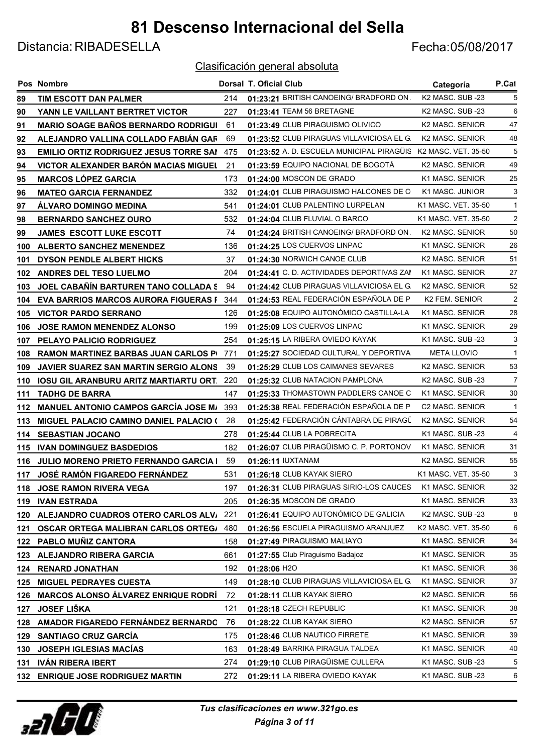# 81 Descenso Internacional del Sella

Distancia: RIBADESELLA

Fecha:05/08/2017

Clasificación general absoluta

| Pos | Nombre | Dorsal | T. Oficial | Club | Categoría | P.Cat |
|---|---|---|---|---|---|---|
| 89 | TIM ESCOTT DAN PALMER | 214 | 01:23:21 | BRITISH CANOEING/ BRADFORD ON | K2 MASC. SUB -23 | 5 |
| 90 | YANN LE VAILLANT BERTRET VICTOR | 227 | 01:23:41 | TEAM 56 BRETAGNE | K2 MASC. SUB -23 | 6 |
| 91 | MARIO SOAGE BAÑOS BERNARDO RODRIGUI | 61 | 01:23:49 | CLUB PIRAGUISMO OLIVICO | K2 MASC. SENIOR | 47 |
| 92 | ALEJANDRO VALLINA COLLADO FABIÁN GAR | 69 | 01:23:52 | CLUB PIRAGUAS VILLAVICIOSA EL G | K2 MASC. SENIOR | 48 |
| 93 | EMILIO ORTIZ RODRIGUEZ JESUS TORRE SAI | 475 | 01:23:52 | A. D. ESCUELA MUNICIPAL PIRAGÜIS | K2 MASC. VET. 35-50 | 5 |
| 94 | VICTOR ALEXANDER BARÓN MACIAS MIGUEL | 21 | 01:23:59 | EQUIPO NACIONAL DE BOGOTÁ | K2 MASC. SENIOR | 49 |
| 95 | MARCOS LÓPEZ GARCIA | 173 | 01:24:00 | MOSCON DE GRADO | K1 MASC. SENIOR | 25 |
| 96 | MATEO GARCIA FERNANDEZ | 332 | 01:24:01 | CLUB PIRAGUISMO HALCONES DE C | K1 MASC. JUNIOR | 3 |
| 97 | ÁLVARO DOMINGO MEDINA | 541 | 01:24:01 | CLUB PALENTINO LURPELAN | K1 MASC. VET. 35-50 | 1 |
| 98 | BERNARDO SANCHEZ OURO | 532 | 01:24:04 | CLUB FLUVIAL O BARCO | K1 MASC. VET. 35-50 | 2 |
| 99 | JAMES ESCOTT LUKE ESCOTT | 74 | 01:24:24 | BRITISH CANOEING/ BRADFORD ON | K2 MASC. SENIOR | 50 |
| 100 | ALBERTO SANCHEZ MENENDEZ | 136 | 01:24:25 | LOS CUERVOS LINPAC | K1 MASC. SENIOR | 26 |
| 101 | DYSON PENDLE ALBERT HICKS | 37 | 01:24:30 | NORWICH CANOE CLUB | K2 MASC. SENIOR | 51 |
| 102 | ANDRES DEL TESO LUELMO | 204 | 01:24:41 | C. D. ACTIVIDADES DEPORTIVAS ZAI | K1 MASC. SENIOR | 27 |
| 103 | JOEL CABAÑÍN BARTUREN TANO COLLADA S | 94 | 01:24:42 | CLUB PIRAGUAS VILLAVICIOSA EL G | K2 MASC. SENIOR | 52 |
| 104 | EVA BARRIOS MARCOS AURORA FIGUERAS F | 344 | 01:24:53 | REAL FEDERACIÓN ESPAÑOLA DE P | K2 FEM. SENIOR | 2 |
| 105 | VICTOR PARDO SERRANO | 126 | 01:25:08 | EQUIPO AUTONÓMICO CASTILLA-LA | K1 MASC. SENIOR | 28 |
| 106 | JOSE RAMON MENENDEZ ALONSO | 199 | 01:25:09 | LOS CUERVOS LINPAC | K1 MASC. SENIOR | 29 |
| 107 | PELAYO PALICIO RODRIGUEZ | 254 | 01:25:15 | LA RIBERA OVIEDO KAYAK | K1 MASC. SUB -23 | 3 |
| 108 | RAMON MARTINEZ BARBAS JUAN CARLOS P | 771 | 01:25:27 | SOCIEDAD CULTURAL Y DEPORTIVA | META LLOVIO | 1 |
| 109 | JAVIER SUAREZ SAN MARTIN SERGIO ALONS | 39 | 01:25:29 | CLUB LOS CAIMANES SEVARES | K2 MASC. SENIOR | 53 |
| 110 | IOSU GIL ARANBURU ARITZ MARTIARTU ORT | 220 | 01:25:32 | CLUB NATACION PAMPLONA | K2 MASC. SUB -23 | 7 |
| 111 | TADHG DE BARRA | 147 | 01:25:33 | THOMASTOWN PADDLERS CANOE C | K1 MASC. SENIOR | 30 |
| 112 | MANUEL ANTONIO CAMPOS GARCÍA JOSE M | 393 | 01:25:38 | REAL FEDERACIÓN ESPAÑOLA DE P | C2 MASC. SENIOR | 1 |
| 113 | MIGUEL PALACIO CAMINO DANIEL PALACIO ( | 28 | 01:25:42 | FEDERACIÓN CÁNTABRA DE PIRAGÜ | K2 MASC. SENIOR | 54 |
| 114 | SEBASTIAN JOCANO | 278 | 01:25:44 | CLUB LA POBRECITA | K1 MASC. SUB -23 | 4 |
| 115 | IVAN DOMINGUEZ BASDEDIOS | 182 | 01:26:07 | CLUB PIRAGÜISMO C. P. PORTONOV | K1 MASC. SENIOR | 31 |
| 116 | JULIO MORENO PRIETO FERNANDO GARCIA I | 59 | 01:26:11 | IUXTANAM | K2 MASC. SENIOR | 55 |
| 117 | JOSÉ RAMÓN FIGAREDO FERNÁNDEZ | 531 | 01:26:18 | CLUB KAYAK SIERO | K1 MASC. VET. 35-50 | 3 |
| 118 | JOSE RAMON RIVERA VEGA | 197 | 01:26:31 | CLUB PIRAGUAS SIRIO-LOS CAUCES | K1 MASC. SENIOR | 32 |
| 119 | IVAN ESTRADA | 205 | 01:26:35 | MOSCON DE GRADO | K1 MASC. SENIOR | 33 |
| 120 | ALEJANDRO CUADROS OTERO CARLOS ALV | 221 | 01:26:41 | EQUIPO AUTONÓMICO DE GALICIA | K2 MASC. SUB -23 | 8 |
| 121 | OSCAR ORTEGA MALIBRAN CARLOS ORTEG | 480 | 01:26:56 | ESCUELA PIRAGUISMO ARANJUEZ | K2 MASC. VET. 35-50 | 6 |
| 122 | PABLO MUÑIZ CANTORA | 158 | 01:27:49 | PIRAGUISMO MALIAYO | K1 MASC. SENIOR | 34 |
| 123 | ALEJANDRO RIBERA GARCIA | 661 | 01:27:55 | Club Piraguismo Badajoz | K1 MASC. SENIOR | 35 |
| 124 | RENARD JONATHAN | 192 | 01:28:06 | H2O | K1 MASC. SENIOR | 36 |
| 125 | MIGUEL PEDRAYES CUESTA | 149 | 01:28:10 | CLUB PIRAGUAS VILLAVICIOSA EL G | K1 MASC. SENIOR | 37 |
| 126 | MARCOS ALONSO ÁLVAREZ ENRIQUE RODRÍ | 72 | 01:28:11 | CLUB KAYAK SIERO | K2 MASC. SENIOR | 56 |
| 127 | JOSEF LIŠKA | 121 | 01:28:18 | CZECH REPUBLIC | K1 MASC. SENIOR | 38 |
| 128 | AMADOR FIGAREDO FERNÁNDEZ BERNARDO | 76 | 01:28:22 | CLUB KAYAK SIERO | K2 MASC. SENIOR | 57 |
| 129 | SANTIAGO CRUZ GARCÍA | 175 | 01:28:46 | CLUB NAUTICO FIRRETE | K1 MASC. SENIOR | 39 |
| 130 | JOSEPH IGLESIAS MACÍAS | 163 | 01:28:49 | BARRIKA PIRAGUA TALDEA | K1 MASC. SENIOR | 40 |
| 131 | IVÁN RIBERA IBERT | 274 | 01:29:10 | CLUB PIRAGÜISME CULLERA | K1 MASC. SUB -23 | 5 |
| 132 | ENRIQUE JOSE RODRIGUEZ MARTIN | 272 | 01:29:11 | LA RIBERA OVIEDO KAYAK | K1 MASC. SUB -23 | 6 |

*Tus clasificaciones en www.321go.es*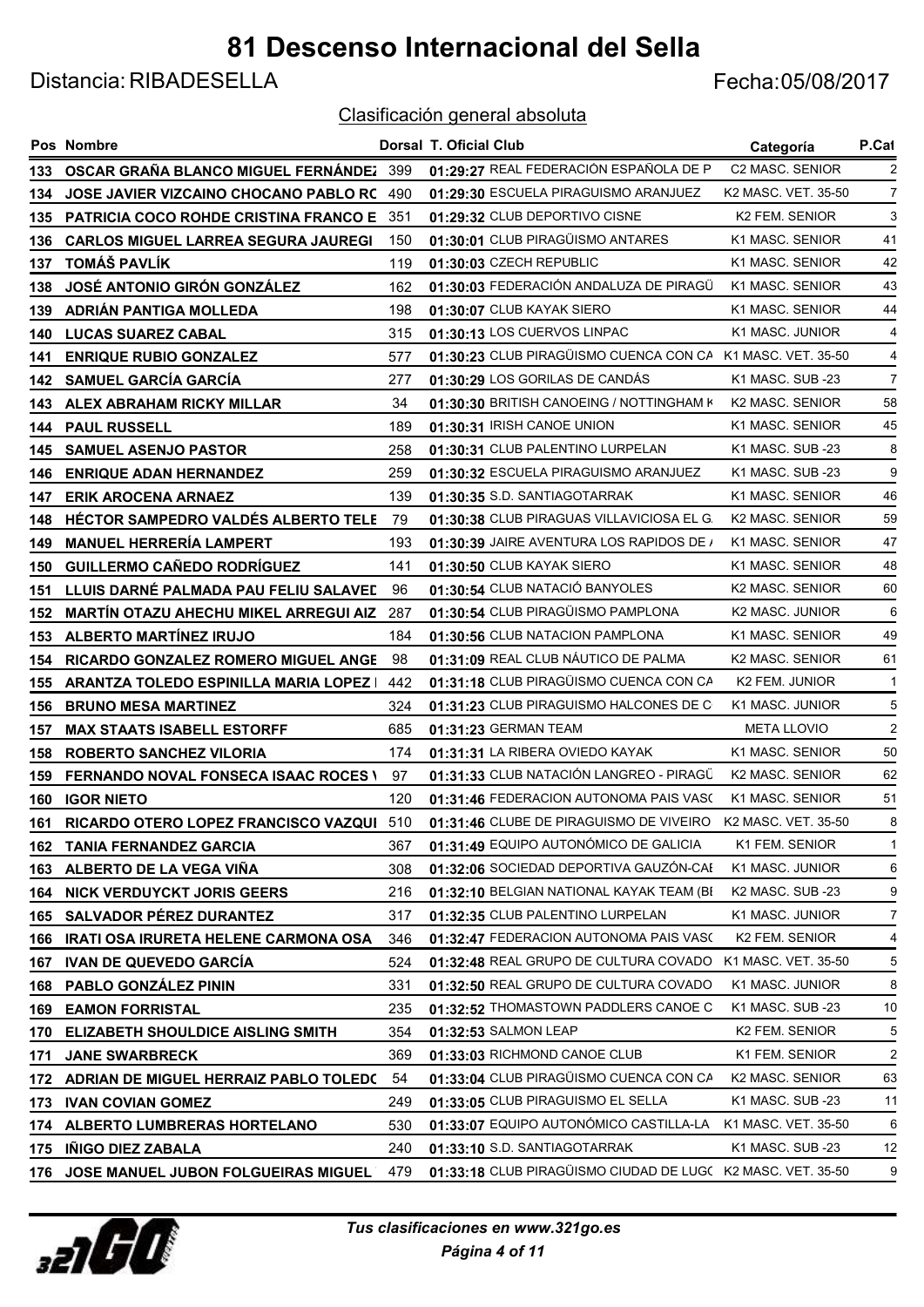# 81 Descenso Internacional del Sella

Distancia: RIBADESELLA

Fecha:05/08/2017

## Clasificación general absoluta

| Pos | Nombre | Dorsal | T. Oficial | Club | Categoría | P.Cat |
|---|---|---|---|---|---|---|
| 133 | OSCAR GRAÑA BLANCO MIGUEL FERNÁNDEZ | 399 | 01:29:27 | REAL FEDERACIÓN ESPAÑOLA DE P | C2 MASC. SENIOR | 2 |
| 134 | JOSE JAVIER VIZCAINO CHOCANO PABLO RC | 490 | 01:29:30 | ESCUELA PIRAGUISMO ARANJUEZ | K2 MASC. VET. 35-50 | 7 |
| 135 | PATRICIA COCO ROHDE CRISTINA FRANCO E | 351 | 01:29:32 | CLUB DEPORTIVO CISNE | K2 FEM. SENIOR | 3 |
| 136 | CARLOS MIGUEL LARREA SEGURA JAUREGI | 150 | 01:30:01 | CLUB PIRAGÜISMO ANTARES | K1 MASC. SENIOR | 41 |
| 137 | TOMÁŠ PAVLÍK | 119 | 01:30:03 | CZECH REPUBLIC | K1 MASC. SENIOR | 42 |
| 138 | JOSÉ ANTONIO GIRÓN GONZÁLEZ | 162 | 01:30:03 | FEDERACIÓN ANDALUZA DE PIRAGÜ | K1 MASC. SENIOR | 43 |
| 139 | ADRIÁN PANTIGA MOLLEDA | 198 | 01:30:07 | CLUB KAYAK SIERO | K1 MASC. SENIOR | 44 |
| 140 | LUCAS SUAREZ CABAL | 315 | 01:30:13 | LOS CUERVOS LINPAC | K1 MASC. JUNIOR | 4 |
| 141 | ENRIQUE RUBIO GONZALEZ | 577 | 01:30:23 | CLUB PIRAGÜISMO CUENCA CON CA | K1 MASC. VET. 35-50 | 4 |
| 142 | SAMUEL GARCÍA GARCÍA | 277 | 01:30:29 | LOS GORILAS DE CANDÁS | K1 MASC. SUB -23 | 7 |
| 143 | ALEX ABRAHAM RICKY MILLAR | 34 | 01:30:30 | BRITISH CANOEING / NOTTINGHAM K | K2 MASC. SENIOR | 58 |
| 144 | PAUL RUSSELL | 189 | 01:30:31 | IRISH CANOE UNION | K1 MASC. SENIOR | 45 |
| 145 | SAMUEL ASENJO PASTOR | 258 | 01:30:31 | CLUB PALENTINO LURPELAN | K1 MASC. SUB -23 | 8 |
| 146 | ENRIQUE ADAN HERNANDEZ | 259 | 01:30:32 | ESCUELA PIRAGUISMO ARANJUEZ | K1 MASC. SUB -23 | 9 |
| 147 | ERIK AROCENA ARNAEZ | 139 | 01:30:35 | S.D. SANTIAGOTARRAK | K1 MASC. SENIOR | 46 |
| 148 | HÉCTOR SAMPEDRO VALDÉS ALBERTO TELE | 79 | 01:30:38 | CLUB PIRAGUAS VILLAVICIOSA EL G | K2 MASC. SENIOR | 59 |
| 149 | MANUEL HERRERÍA LAMPERT | 193 | 01:30:39 | JAIRE AVENTURA LOS RAPIDOS DE / | K1 MASC. SENIOR | 47 |
| 150 | GUILLERMO CAÑEDO RODRÍGUEZ | 141 | 01:30:50 | CLUB KAYAK SIERO | K1 MASC. SENIOR | 48 |
| 151 | LLUIS DARNÉ PALMADA PAU FELIU SALAVED | 96 | 01:30:54 | CLUB NATACIÓ BANYOLES | K2 MASC. SENIOR | 60 |
| 152 | MARTÍN OTAZU AHECHU MIKEL ARREGUI AIZ | 287 | 01:30:54 | CLUB PIRAGÜISMO PAMPLONA | K2 MASC. JUNIOR | 6 |
| 153 | ALBERTO MARTÍNEZ IRUJO | 184 | 01:30:56 | CLUB NATACION PAMPLONA | K1 MASC. SENIOR | 49 |
| 154 | RICARDO GONZALEZ ROMERO MIGUEL ANGE | 98 | 01:31:09 | REAL CLUB NÁUTICO DE PALMA | K2 MASC. SENIOR | 61 |
| 155 | ARANTZA TOLEDO ESPINILLA MARIA LOPEZ | 442 | 01:31:18 | CLUB PIRAGÜISMO CUENCA CON CA | K2 FEM. JUNIOR | 1 |
| 156 | BRUNO MESA MARTINEZ | 324 | 01:31:23 | CLUB PIRAGUISMO HALCONES DE C | K1 MASC. JUNIOR | 5 |
| 157 | MAX STAATS ISABELL ESTORFF | 685 | 01:31:23 | GERMAN TEAM | META LLOVIO | 2 |
| 158 | ROBERTO SANCHEZ VILORIA | 174 | 01:31:31 | LA RIBERA OVIEDO KAYAK | K1 MASC. SENIOR | 50 |
| 159 | FERNANDO NOVAL FONSECA ISAAC ROCES \ | 97 | 01:31:33 | CLUB NATACIÓN LANGREO - PIRAGÜ | K2 MASC. SENIOR | 62 |
| 160 | IGOR NIETO | 120 | 01:31:46 | FEDERACION AUTONOMA PAIS VASC | K1 MASC. SENIOR | 51 |
| 161 | RICARDO OTERO LOPEZ FRANCISCO VAZQUI | 510 | 01:31:46 | CLUBE DE PIRAGUISMO DE VIVEIRO | K2 MASC. VET. 35-50 | 8 |
| 162 | TANIA FERNANDEZ GARCIA | 367 | 01:31:49 | EQUIPO AUTONÓMICO DE GALICIA | K1 FEM. SENIOR | 1 |
| 163 | ALBERTO DE LA VEGA VIÑA | 308 | 01:32:06 | SOCIEDAD DEPORTIVA GAUZÓN-CAI | K1 MASC. JUNIOR | 6 |
| 164 | NICK VERDUYCKT JORIS GEERS | 216 | 01:32:10 | BELGIAN NATIONAL KAYAK TEAM (BI | K2 MASC. SUB -23 | 9 |
| 165 | SALVADOR PÉREZ DURANTEZ | 317 | 01:32:35 | CLUB PALENTINO LURPELAN | K1 MASC. JUNIOR | 7 |
| 166 | IRATI OSA IRURETA HELENE CARMONA OSA | 346 | 01:32:47 | FEDERACION AUTONOMA PAIS VASC | K2 FEM. SENIOR | 4 |
| 167 | IVAN DE QUEVEDO GARCÍA | 524 | 01:32:48 | REAL GRUPO DE CULTURA COVADO | K1 MASC. VET. 35-50 | 5 |
| 168 | PABLO GONZÁLEZ PININ | 331 | 01:32:50 | REAL GRUPO DE CULTURA COVADO | K1 MASC. JUNIOR | 8 |
| 169 | EAMON FORRISTAL | 235 | 01:32:52 | THOMASTOWN PADDLERS CANOE C | K1 MASC. SUB -23 | 10 |
| 170 | ELIZABETH SHOULDICE AISLING SMITH | 354 | 01:32:53 | SALMON LEAP | K2 FEM. SENIOR | 5 |
| 171 | JANE SWARBRECK | 369 | 01:33:03 | RICHMOND CANOE CLUB | K1 FEM. SENIOR | 2 |
| 172 | ADRIAN DE MIGUEL HERRAIZ PABLO TOLEDC | 54 | 01:33:04 | CLUB PIRAGÜISMO CUENCA CON CA | K2 MASC. SENIOR | 63 |
| 173 | IVAN COVIAN GOMEZ | 249 | 01:33:05 | CLUB PIRAGUISMO EL SELLA | K1 MASC. SUB -23 | 11 |
| 174 | ALBERTO LUMBRERAS HORTELANO | 530 | 01:33:07 | EQUIPO AUTONÓMICO CASTILLA-LA | K1 MASC. VET. 35-50 | 6 |
| 175 | IÑIGO DIEZ ZABALA | 240 | 01:33:10 | S.D. SANTIAGOTARRAK | K1 MASC. SUB -23 | 12 |
| 176 | JOSE MANUEL JUBON FOLGUEIRAS MIGUEL | 479 | 01:33:18 | CLUB PIRAGÜISMO CIUDAD DE LUGC | K2 MASC. VET. 35-50 | 9 |

*Tus clasificaciones en www.321go.es*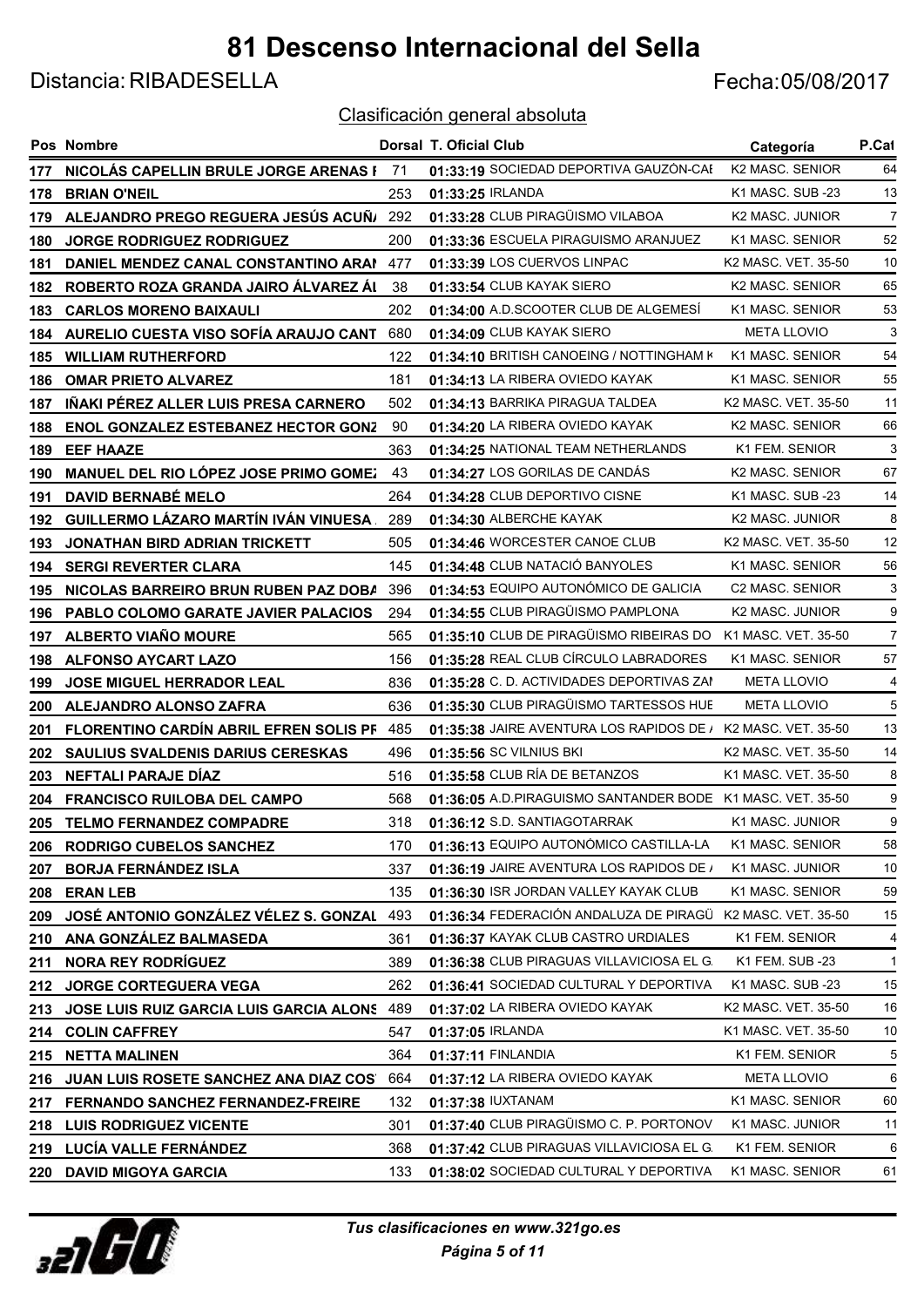# 81 Descenso Internacional del Sella

Distancia: RIBADESELLA

Fecha:05/08/2017

Clasificación general absoluta

| Pos | Nombre | Dorsal | T. Oficial | Club | Categoría | P.Cat |
|---|---|---|---|---|---|---|
| 177 | NICOLÁS CAPELLIN BRULE JORGE ARENAS I | 71 | 01:33:19 | SOCIEDAD DEPORTIVA GAUZÓN-CAI | K2 MASC. SENIOR | 64 |
| 178 | BRIAN O'NEIL | 253 | 01:33:25 | IRLANDA | K1 MASC. SUB -23 | 13 |
| 179 | ALEJANDRO PREGO REGUERA JESÚS ACUÑ | 292 | 01:33:28 | CLUB PIRAGÜISMO VILABOA | K2 MASC. JUNIOR | 7 |
| 180 | JORGE RODRIGUEZ RODRIGUEZ | 200 | 01:33:36 | ESCUELA PIRAGUISMO ARANJUEZ | K1 MASC. SENIOR | 52 |
| 181 | DANIEL MENDEZ CANAL CONSTANTINO ARAI | 477 | 01:33:39 | LOS CUERVOS LINPAC | K2 MASC. VET. 35-50 | 10 |
| 182 | ROBERTO ROZA GRANDA JAIRO ÁLVAREZ ÁL | 38 | 01:33:54 | CLUB KAYAK SIERO | K2 MASC. SENIOR | 65 |
| 183 | CARLOS MORENO BAIXAULI | 202 | 01:34:00 | A.D.SCOOTER CLUB DE ALGEMESÍ | K1 MASC. SENIOR | 53 |
| 184 | AURELIO CUESTA VISO SOFÍA ARAUJO CANT | 680 | 01:34:09 | CLUB KAYAK SIERO | META LLOVIO | 3 |
| 185 | WILLIAM RUTHERFORD | 122 | 01:34:10 | BRITISH CANOEING / NOTTINGHAM K | K1 MASC. SENIOR | 54 |
| 186 | OMAR PRIETO ALVAREZ | 181 | 01:34:13 | LA RIBERA OVIEDO KAYAK | K1 MASC. SENIOR | 55 |
| 187 | IÑAKI PÉREZ ALLER LUIS PRESA CARNERO | 502 | 01:34:13 | BARRIKA PIRAGUA TALDEA | K2 MASC. VET. 35-50 | 11 |
| 188 | ENOL GONZALEZ ESTEBANEZ HECTOR GONZ | 90 | 01:34:20 | LA RIBERA OVIEDO KAYAK | K2 MASC. SENIOR | 66 |
| 189 | EEF HAAZE | 363 | 01:34:25 | NATIONAL TEAM NETHERLANDS | K1 FEM. SENIOR | 3 |
| 190 | MANUEL DEL RIO LÓPEZ JOSE PRIMO GOME | 43 | 01:34:27 | LOS GORILAS DE CANDÁS | K2 MASC. SENIOR | 67 |
| 191 | DAVID BERNABÉ MELO | 264 | 01:34:28 | CLUB DEPORTIVO CISNE | K1 MASC. SUB -23 | 14 |
| 192 | GUILLERMO LÁZARO MARTÍN IVÁN VINUESA | 289 | 01:34:30 | ALBERCHE KAYAK | K2 MASC. JUNIOR | 8 |
| 193 | JONATHAN BIRD ADRIAN TRICKETT | 505 | 01:34:46 | WORCESTER CANOE CLUB | K2 MASC. VET. 35-50 | 12 |
| 194 | SERGI REVERTER CLARA | 145 | 01:34:48 | CLUB NATACIÓ BANYOLES | K1 MASC. SENIOR | 56 |
| 195 | NICOLAS BARREIRO BRUN RUBEN PAZ DOBA | 396 | 01:34:53 | EQUIPO AUTONÓMICO DE GALICIA | C2 MASC. SENIOR | 3 |
| 196 | PABLO COLOMO GARATE JAVIER PALACIOS | 294 | 01:34:55 | CLUB PIRAGÜISMO PAMPLONA | K2 MASC. JUNIOR | 9 |
| 197 | ALBERTO VIAÑO MOURE | 565 | 01:35:10 | CLUB DE PIRAGÜISMO RIBEIRAS DO | K1 MASC. VET. 35-50 | 7 |
| 198 | ALFONSO AYCART LAZO | 156 | 01:35:28 | REAL CLUB CÍRCULO LABRADORES | K1 MASC. SENIOR | 57 |
| 199 | JOSE MIGUEL HERRADOR LEAL | 836 | 01:35:28 | C. D. ACTIVIDADES DEPORTIVAS ZAI | META LLOVIO | 4 |
| 200 | ALEJANDRO ALONSO ZAFRA | 636 | 01:35:30 | CLUB PIRAGÜISMO TARTESSOS HUE | META LLOVIO | 5 |
| 201 | FLORENTINO CARDÍN ABRIL EFREN SOLIS PI | 485 | 01:35:38 | JAIRE AVENTURA LOS RAPIDOS DE / | K2 MASC. VET. 35-50 | 13 |
| 202 | SAULIUS SVALDENIS DARIUS CERESKAS | 496 | 01:35:56 | SC VILNIUS BKI | K2 MASC. VET. 35-50 | 14 |
| 203 | NEFTALI PARAJE DÍAZ | 516 | 01:35:58 | CLUB RÍA DE BETANZOS | K1 MASC. VET. 35-50 | 8 |
| 204 | FRANCISCO RUILOBA DEL CAMPO | 568 | 01:36:05 | A.D.PIRAGUISMO SANTANDER BODE | K1 MASC. VET. 35-50 | 9 |
| 205 | TELMO FERNANDEZ COMPADRE | 318 | 01:36:12 | S.D. SANTIAGOTARRAK | K1 MASC. JUNIOR | 9 |
| 206 | RODRIGO CUBELOS SANCHEZ | 170 | 01:36:13 | EQUIPO AUTONÓMICO CASTILLA-LA | K1 MASC. SENIOR | 58 |
| 207 | BORJA FERNÁNDEZ ISLA | 337 | 01:36:19 | JAIRE AVENTURA LOS RAPIDOS DE / | K1 MASC. JUNIOR | 10 |
| 208 | ERAN LEB | 135 | 01:36:30 | ISR JORDAN VALLEY KAYAK CLUB | K1 MASC. SENIOR | 59 |
| 209 | JOSÉ ANTONIO GONZÁLEZ VÉLEZ S. GONZAL | 493 | 01:36:34 | FEDERACIÓN ANDALUZA DE PIRAGÜ | K2 MASC. VET. 35-50 | 15 |
| 210 | ANA GONZÁLEZ BALMASEDA | 361 | 01:36:37 | KAYAK CLUB CASTRO URDIALES | K1 FEM. SENIOR | 4 |
| 211 | NORA REY RODRÍGUEZ | 389 | 01:36:38 | CLUB PIRAGUAS VILLAVICIOSA EL G | K1 FEM. SUB -23 | 1 |
| 212 | JORGE CORTEGUERA VEGA | 262 | 01:36:41 | SOCIEDAD CULTURAL Y DEPORTIVA | K1 MASC. SUB -23 | 15 |
| 213 | JOSE LUIS RUIZ GARCIA LUIS GARCIA ALONS | 489 | 01:37:02 | LA RIBERA OVIEDO KAYAK | K2 MASC. VET. 35-50 | 16 |
| 214 | COLIN CAFFREY | 547 | 01:37:05 | IRLANDA | K1 MASC. VET. 35-50 | 10 |
| 215 | NETTA MALINEN | 364 | 01:37:11 | FINLANDIA | K1 FEM. SENIOR | 5 |
| 216 | JUAN LUIS ROSETE SANCHEZ ANA DIAZ COS | 664 | 01:37:12 | LA RIBERA OVIEDO KAYAK | META LLOVIO | 6 |
| 217 | FERNANDO SANCHEZ FERNANDEZ-FREIRE | 132 | 01:37:38 | IUXTANAM | K1 MASC. SENIOR | 60 |
| 218 | LUIS RODRIGUEZ VICENTE | 301 | 01:37:40 | CLUB PIRAGÜISMO C. P. PORTONOV | K1 MASC. JUNIOR | 11 |
| 219 | LUCÍA VALLE FERNÁNDEZ | 368 | 01:37:42 | CLUB PIRAGUAS VILLAVICIOSA EL G | K1 FEM. SENIOR | 6 |
| 220 | DAVID MIGOYA GARCIA | 133 | 01:38:02 | SOCIEDAD CULTURAL Y DEPORTIVA | K1 MASC. SENIOR | 61 |

*Tus clasificaciones en www.321go.es*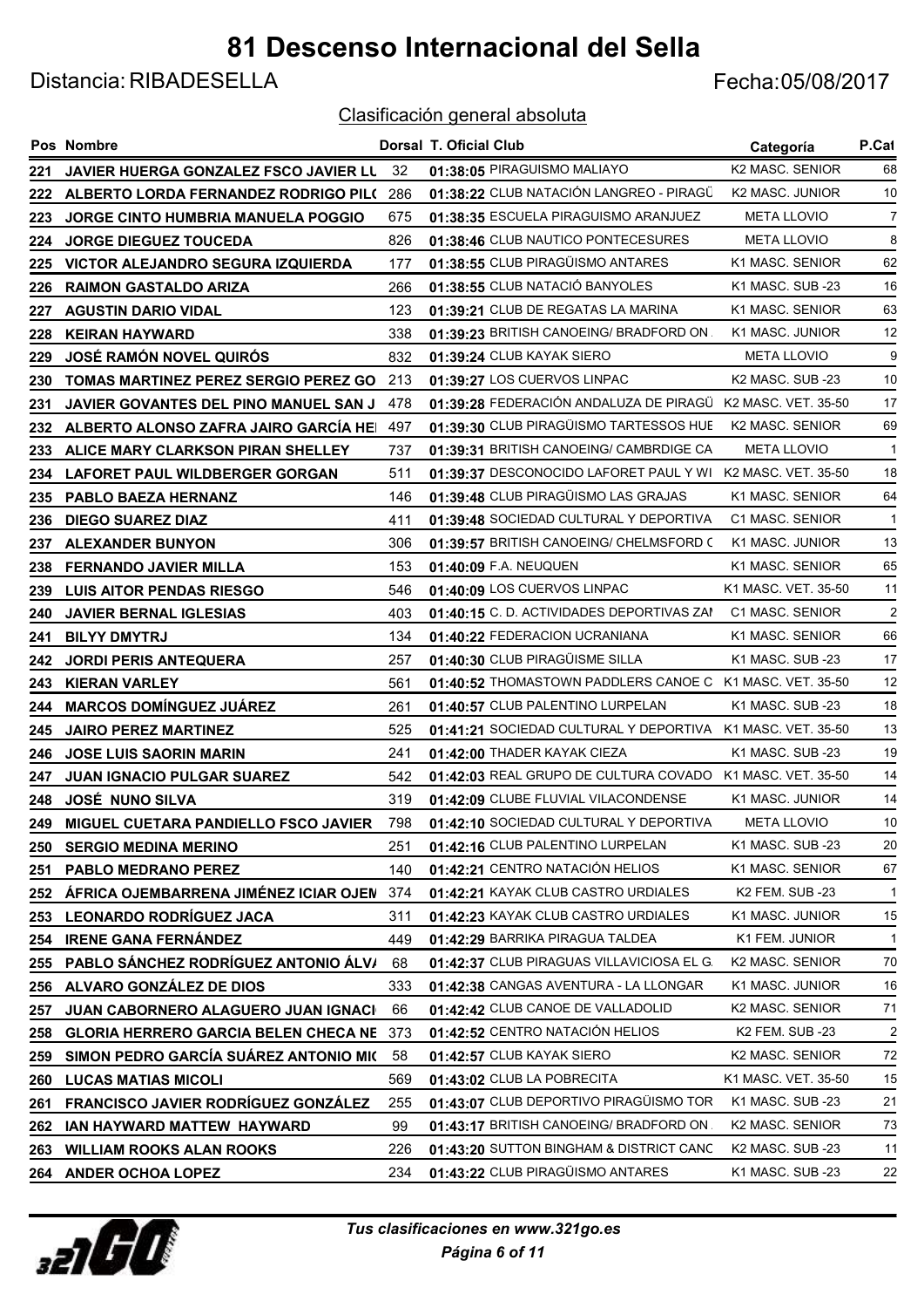# 81 Descenso Internacional del Sella

Distancia: RIBADESELLA

Fecha:05/08/2017

## Clasificación general absoluta

| Pos | Nombre | Dorsal | T. Oficial | Club | Categoría | P.Cat |
|---|---|---|---|---|---|---|
| 221 | JAVIER HUERGA GONZALEZ FSCO JAVIER LU | 32 | 01:38:05 | PIRAGUISMO MALIAYO | K2 MASC. SENIOR | 68 |
| 222 | ALBERTO LORDA FERNANDEZ RODRIGO PIL( | 286 | 01:38:22 | CLUB NATACIÓN LANGREO - PIRAGÜ | K2 MASC. JUNIOR | 10 |
| 223 | JORGE CINTO HUMBRIA MANUELA POGGIO | 675 | 01:38:35 | ESCUELA PIRAGUISMO ARANJUEZ | META LLOVIO | 7 |
| 224 | JORGE DIEGUEZ TOUCEDA | 826 | 01:38:46 | CLUB NAUTICO PONTECESURES | META LLOVIO | 8 |
| 225 | VICTOR ALEJANDRO SEGURA IZQUIERDA | 177 | 01:38:55 | CLUB PIRAGÜISMO ANTARES | K1 MASC. SENIOR | 62 |
| 226 | RAIMON GASTALDO ARIZA | 266 | 01:38:55 | CLUB NATACIÓ BANYOLES | K1 MASC. SUB -23 | 16 |
| 227 | AGUSTIN DARIO VIDAL | 123 | 01:39:21 | CLUB DE REGATAS LA MARINA | K1 MASC. SENIOR | 63 |
| 228 | KEIRAN HAYWARD | 338 | 01:39:23 | BRITISH CANOEING/ BRADFORD ON | K1 MASC. JUNIOR | 12 |
| 229 | JOSÉ RAMÓN NOVEL QUIRÓS | 832 | 01:39:24 | CLUB KAYAK SIERO | META LLOVIO | 9 |
| 230 | TOMAS MARTINEZ PEREZ SERGIO PEREZ GO | 213 | 01:39:27 | LOS CUERVOS LINPAC | K2 MASC. SUB -23 | 10 |
| 231 | JAVIER GOVANTES DEL PINO MANUEL SAN J | 478 | 01:39:28 | FEDERACIÓN ANDALUZA DE PIRAGÜ | K2 MASC. VET. 35-50 | 17 |
| 232 | ALBERTO ALONSO ZAFRA JAIRO GARCÍA HE | 497 | 01:39:30 | CLUB PIRAGÜISMO TARTESSOS HUE | K2 MASC. SENIOR | 69 |
| 233 | ALICE MARY CLARKSON PIRAN SHELLEY | 737 | 01:39:31 | BRITISH CANOEING/ CAMBRDIGE CA | META LLOVIO | 1 |
| 234 | LAFORET PAUL WILDBERGER GORGAN | 511 | 01:39:37 | DESCONOCIDO LAFORET PAUL Y WI | K2 MASC. VET. 35-50 | 18 |
| 235 | PABLO BAEZA HERNANZ | 146 | 01:39:48 | CLUB PIRAGÜISMO LAS GRAJAS | K1 MASC. SENIOR | 64 |
| 236 | DIEGO SUAREZ DIAZ | 411 | 01:39:48 | SOCIEDAD CULTURAL Y DEPORTIVA | C1 MASC. SENIOR | 1 |
| 237 | ALEXANDER BUNYON | 306 | 01:39:57 | BRITISH CANOEING/ CHELMSFORD C | K1 MASC. JUNIOR | 13 |
| 238 | FERNANDO JAVIER MILLA | 153 | 01:40:09 | F.A. NEUQUEN | K1 MASC. SENIOR | 65 |
| 239 | LUIS AITOR PENDAS RIESGO | 546 | 01:40:09 | LOS CUERVOS LINPAC | K1 MASC. VET. 35-50 | 11 |
| 240 | JAVIER BERNAL IGLESIAS | 403 | 01:40:15 | C. D. ACTIVIDADES DEPORTIVAS ZAI | C1 MASC. SENIOR | 2 |
| 241 | BILYY DMYTRJ | 134 | 01:40:22 | FEDERACION UCRANIANA | K1 MASC. SENIOR | 66 |
| 242 | JORDI PERIS ANTEQUERA | 257 | 01:40:30 | CLUB PIRAGÜISME SILLA | K1 MASC. SUB -23 | 17 |
| 243 | KIERAN VARLEY | 561 | 01:40:52 | THOMASTOWN PADDLERS CANOE C | K1 MASC. VET. 35-50 | 12 |
| 244 | MARCOS DOMÍNGUEZ JUÁREZ | 261 | 01:40:57 | CLUB PALENTINO LURPELAN | K1 MASC. SUB -23 | 18 |
| 245 | JAIRO PEREZ MARTINEZ | 525 | 01:41:21 | SOCIEDAD CULTURAL Y DEPORTIVA | K1 MASC. VET. 35-50 | 13 |
| 246 | JOSE LUIS SAORIN MARIN | 241 | 01:42:00 | THADER KAYAK CIEZA | K1 MASC. SUB -23 | 19 |
| 247 | JUAN IGNACIO PULGAR SUAREZ | 542 | 01:42:03 | REAL GRUPO DE CULTURA COVADO | K1 MASC. VET. 35-50 | 14 |
| 248 | JOSÉ NUNO SILVA | 319 | 01:42:09 | CLUBE FLUVIAL VILACONDENSE | K1 MASC. JUNIOR | 14 |
| 249 | MIGUEL CUETARA PANDIELLO FSCO JAVIER | 798 | 01:42:10 | SOCIEDAD CULTURAL Y DEPORTIVA | META LLOVIO | 10 |
| 250 | SERGIO MEDINA MERINO | 251 | 01:42:16 | CLUB PALENTINO LURPELAN | K1 MASC. SUB -23 | 20 |
| 251 | PABLO MEDRANO PEREZ | 140 | 01:42:21 | CENTRO NATACIÓN HELIOS | K1 MASC. SENIOR | 67 |
| 252 | ÁFRICA OJEMBARRENA JIMÉNEZ ICIAR OJEM | 374 | 01:42:21 | KAYAK CLUB CASTRO URDIALES | K2 FEM. SUB -23 | 1 |
| 253 | LEONARDO RODRÍGUEZ JACA | 311 | 01:42:23 | KAYAK CLUB CASTRO URDIALES | K1 MASC. JUNIOR | 15 |
| 254 | IRENE GANA FERNÁNDEZ | 449 | 01:42:29 | BARRIKA PIRAGUA TALDEA | K1 FEM. JUNIOR | 1 |
| 255 | PABLO SÁNCHEZ RODRÍGUEZ ANTONIO ÁLV/ | 68 | 01:42:37 | CLUB PIRAGUAS VILLAVICIOSA EL G. | K2 MASC. SENIOR | 70 |
| 256 | ALVARO GONZÁLEZ DE DIOS | 333 | 01:42:38 | CANGAS AVENTURA - LA LLONGAR | K1 MASC. JUNIOR | 16 |
| 257 | JUAN CABORNERO ALAGUERO JUAN IGNACI | 66 | 01:42:42 | CLUB CANOE DE VALLADOLID | K2 MASC. SENIOR | 71 |
| 258 | GLORIA HERRERO GARCIA BELEN CHECA NE | 373 | 01:42:52 | CENTRO NATACIÓN HELIOS | K2 FEM. SUB -23 | 2 |
| 259 | SIMON PEDRO GARCÍA SUÁREZ ANTONIO MI( | 58 | 01:42:57 | CLUB KAYAK SIERO | K2 MASC. SENIOR | 72 |
| 260 | LUCAS MATIAS MICOLI | 569 | 01:43:02 | CLUB LA POBRECITA | K1 MASC. VET. 35-50 | 15 |
| 261 | FRANCISCO JAVIER RODRÍGUEZ GONZÁLEZ | 255 | 01:43:07 | CLUB DEPORTIVO PIRAGÜISMO TOR | K1 MASC. SUB -23 | 21 |
| 262 | IAN HAYWARD MATTEW HAYWARD | 99 | 01:43:17 | BRITISH CANOEING/ BRADFORD ON | K2 MASC. SENIOR | 73 |
| 263 | WILLIAM ROOKS ALAN ROOKS | 226 | 01:43:20 | SUTTON BINGHAM & DISTRICT CANC | K2 MASC. SUB -23 | 11 |
| 264 | ANDER OCHOA LOPEZ | 234 | 01:43:22 | CLUB PIRAGÜISMO ANTARES | K1 MASC. SUB -23 | 22 |

*Tus clasificaciones en www.321go.es*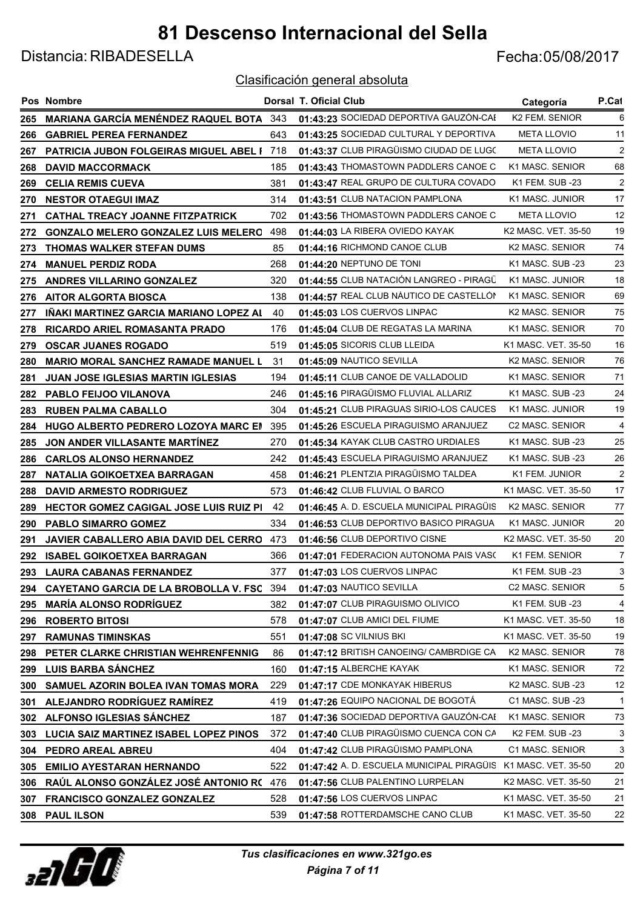# 81 Descenso Internacional del Sella

Distancia: RIBADESELLA

Fecha:05/08/2017

## Clasificación general absoluta

| Pos | Nombre | Dorsal | T. Oficial | Club | Categoría | P.Cat |
|---|---|---|---|---|---|---|
| 265 | MARIANA GARCÍA MENÉNDEZ RAQUEL BOTA | 343 | 01:43:23 | SOCIEDAD DEPORTIVA GAUZÓN-CAI | K2 FEM. SENIOR | 6 |
| 266 | GABRIEL PEREA FERNANDEZ | 643 | 01:43:25 | SOCIEDAD CULTURAL Y DEPORTIVA | META LLOVIO | 11 |
| 267 | PATRICIA JUBON FOLGEIRAS MIGUEL ABEL I | 718 | 01:43:37 | CLUB PIRAGÜISMO CIUDAD DE LUGO | META LLOVIO | 2 |
| 268 | DAVID MACCORMACK | 185 | 01:43:43 | THOMASTOWN PADDLERS CANOE C | K1 MASC. SENIOR | 68 |
| 269 | CELIA REMIS CUEVA | 381 | 01:43:47 | REAL GRUPO DE CULTURA COVADO | K1 FEM. SUB -23 | 2 |
| 270 | NESTOR OTAEGUI IMAZ | 314 | 01:43:51 | CLUB NATACION PAMPLONA | K1 MASC. JUNIOR | 17 |
| 271 | CATHAL TREACY JOANNE FITZPATRICK | 702 | 01:43:56 | THOMASTOWN PADDLERS CANOE C | META LLOVIO | 12 |
| 272 | GONZALO MELERO GONZALEZ LUIS MELERO | 498 | 01:44:03 | LA RIBERA OVIEDO KAYAK | K2 MASC. VET. 35-50 | 19 |
| 273 | THOMAS WALKER STEFAN DUMS | 85 | 01:44:16 | RICHMOND CANOE CLUB | K2 MASC. SENIOR | 74 |
| 274 | MANUEL PERDIZ RODA | 268 | 01:44:20 | NEPTUNO DE TONI | K1 MASC. SUB -23 | 23 |
| 275 | ANDRES VILLARINO GONZALEZ | 320 | 01:44:55 | CLUB NATACIÓN LANGREO - PIRAGÜ | K1 MASC. JUNIOR | 18 |
| 276 | AITOR ALGORTA BIOSCA | 138 | 01:44:57 | REAL CLUB NÁUTICO DE CASTELLÓN | K1 MASC. SENIOR | 69 |
| 277 | IÑAKI MARTINEZ GARCIA MARIANO LOPEZ AL | 40 | 01:45:03 | LOS CUERVOS LINPAC | K2 MASC. SENIOR | 75 |
| 278 | RICARDO ARIEL ROMASANTA PRADO | 176 | 01:45:04 | CLUB DE REGATAS LA MARINA | K1 MASC. SENIOR | 70 |
| 279 | OSCAR JUANES ROGADO | 519 | 01:45:05 | SICORIS CLUB LLEIDA | K1 MASC. VET. 35-50 | 16 |
| 280 | MARIO MORAL SANCHEZ RAMADE MANUEL L | 31 | 01:45:09 | NAUTICO SEVILLA | K2 MASC. SENIOR | 76 |
| 281 | JUAN JOSE IGLESIAS MARTIN IGLESIAS | 194 | 01:45:11 | CLUB CANOE DE VALLADOLID | K1 MASC. SENIOR | 71 |
| 282 | PABLO FEIJOO VILANOVA | 246 | 01:45:16 | PIRAGÜISMO FLUVIAL ALLARIZ | K1 MASC. SUB -23 | 24 |
| 283 | RUBEN PALMA CABALLO | 304 | 01:45:21 | CLUB PIRAGUAS SIRIO-LOS CAUCES | K1 MASC. JUNIOR | 19 |
| 284 | HUGO ALBERTO PEDRERO LOZOYA MARC EN | 395 | 01:45:26 | ESCUELA PIRAGUISMO ARANJUEZ | C2 MASC. SENIOR | 4 |
| 285 | JON ANDER VILLASANTE MARTÍNEZ | 270 | 01:45:34 | KAYAK CLUB CASTRO URDIALES | K1 MASC. SUB -23 | 25 |
| 286 | CARLOS ALONSO HERNANDEZ | 242 | 01:45:43 | ESCUELA PIRAGUISMO ARANJUEZ | K1 MASC. SUB -23 | 26 |
| 287 | NATALIA GOIKOETXEA BARRAGAN | 458 | 01:46:21 | PLENTZIA PIRAGÜISMO TALDEA | K1 FEM. JUNIOR | 2 |
| 288 | DAVID ARMESTO RODRIGUEZ | 573 | 01:46:42 | CLUB FLUVIAL O BARCO | K1 MASC. VET. 35-50 | 17 |
| 289 | HECTOR GOMEZ CAGIGAL JOSE LUIS RUIZ PI | 42 | 01:46:45 | A. D. ESCUELA MUNICIPAL PIRAGÜIS | K2 MASC. SENIOR | 77 |
| 290 | PABLO SIMARRO GOMEZ | 334 | 01:46:53 | CLUB DEPORTIVO BASICO PIRAGUA | K1 MASC. JUNIOR | 20 |
| 291 | JAVIER CABALLERO ABIA DAVID DEL CERRO | 473 | 01:46:56 | CLUB DEPORTIVO CISNE | K2 MASC. VET. 35-50 | 20 |
| 292 | ISABEL GOIKOETXEA BARRAGAN | 366 | 01:47:01 | FEDERACION AUTONOMA PAIS VASC | K1 FEM. SENIOR | 7 |
| 293 | LAURA CABANAS FERNANDEZ | 377 | 01:47:03 | LOS CUERVOS LINPAC | K1 FEM. SUB -23 | 3 |
| 294 | CAYETANO GARCIA DE LA BROBOLLA V. FSC | 394 | 01:47:03 | NAUTICO SEVILLA | C2 MASC. SENIOR | 5 |
| 295 | MARÍA ALONSO RODRÍGUEZ | 382 | 01:47:07 | CLUB PIRAGUISMO OLIVICO | K1 FEM. SUB -23 | 4 |
| 296 | ROBERTO BITOSI | 578 | 01:47:07 | CLUB AMICI DEL FIUME | K1 MASC. VET. 35-50 | 18 |
| 297 | RAMUNAS TIMINSKAS | 551 | 01:47:08 | SC VILNIUS BKI | K1 MASC. VET. 35-50 | 19 |
| 298 | PETER CLARKE CHRISTIAN WEHRENFENNIG | 86 | 01:47:12 | BRITISH CANOEING/ CAMBRDIGE CA | K2 MASC. SENIOR | 78 |
| 299 | LUIS BARBA SÁNCHEZ | 160 | 01:47:15 | ALBERCHE KAYAK | K1 MASC. SENIOR | 72 |
| 300 | SAMUEL AZORIN BOLEA IVAN TOMAS MORA | 229 | 01:47:17 | CDE MONKAYAK HIBERUS | K2 MASC. SUB -23 | 12 |
| 301 | ALEJANDRO RODRÍGUEZ RAMÍREZ | 419 | 01:47:26 | EQUIPO NACIONAL DE BOGOTÁ | C1 MASC. SUB -23 | 1 |
| 302 | ALFONSO IGLESIAS SÁNCHEZ | 187 | 01:47:36 | SOCIEDAD DEPORTIVA GAUZÓN-CAI | K1 MASC. SENIOR | 73 |
| 303 | LUCIA SAIZ MARTINEZ ISABEL LOPEZ PINOS | 372 | 01:47:40 | CLUB PIRAGÜISMO CUENCA CON CA | K2 FEM. SUB -23 | 3 |
| 304 | PEDRO AREAL ABREU | 404 | 01:47:42 | CLUB PIRAGÜISMO PAMPLONA | C1 MASC. SENIOR | 3 |
| 305 | EMILIO AYESTARAN HERNANDO | 522 | 01:47:42 | A. D. ESCUELA MUNICIPAL PIRAGÜIS | K1 MASC. VET. 35-50 | 20 |
| 306 | RAÚL ALONSO GONZÁLEZ JOSÉ ANTONIO RO | 476 | 01:47:56 | CLUB PALENTINO LURPELAN | K2 MASC. VET. 35-50 | 21 |
| 307 | FRANCISCO GONZALEZ GONZALEZ | 528 | 01:47:56 | LOS CUERVOS LINPAC | K1 MASC. VET. 35-50 | 21 |
| 308 | PAUL ILSON | 539 | 01:47:58 | ROTTERDAMSCHE CANO CLUB | K1 MASC. VET. 35-50 | 22 |

*Tus clasificaciones en www.321go.es*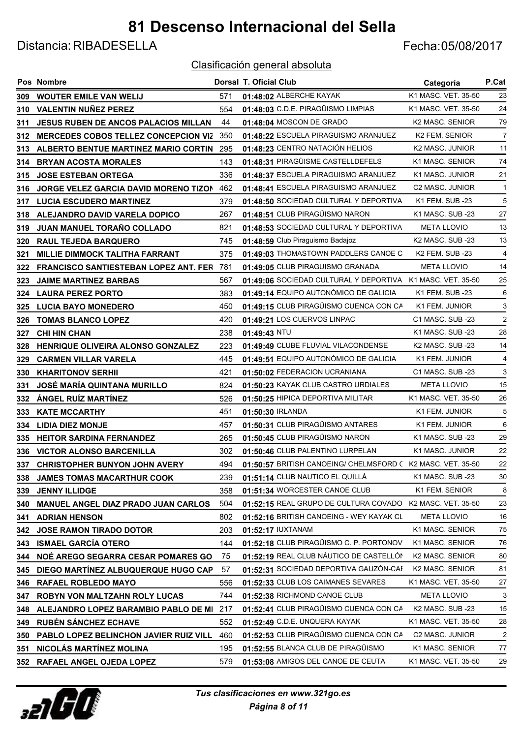# 81 Descenso Internacional del Sella

Distancia: RIBADESELLA

Fecha:05/08/2017

Clasificación general absoluta

| Pos | Nombre | Dorsal | T. Oficial | Club | Categoría | P.Cat |
|---|---|---|---|---|---|---|
| 309 | WOUTER EMILE VAN WELIJ | 571 | 01:48:02 | ALBERCHE KAYAK | K1 MASC. VET. 35-50 | 23 |
| 310 | VALENTIN NUÑEZ PEREZ | 554 | 01:48:03 | C.D.E. PIRAGÜISMO LIMPIAS | K1 MASC. VET. 35-50 | 24 |
| 311 | JESUS RUBEN DE ANCOS PALACIOS MILLAN | 44 | 01:48:04 | MOSCON DE GRADO | K2 MASC. SENIOR | 79 |
| 312 | MERCEDES COBOS TELLEZ CONCEPCION VIZ | 350 | 01:48:22 | ESCUELA PIRAGUISMO ARANJUEZ | K2 FEM. SENIOR | 7 |
| 313 | ALBERTO BENTUE MARTINEZ MARIO CORTIN | 295 | 01:48:23 | CENTRO NATACIÓN HELIOS | K2 MASC. JUNIOR | 11 |
| 314 | BRYAN ACOSTA MORALES | 143 | 01:48:31 | PIRAGÜISME CASTELLDEFELS | K1 MASC. SENIOR | 74 |
| 315 | JOSE ESTEBAN ORTEGA | 336 | 01:48:37 | ESCUELA PIRAGUISMO ARANJUEZ | K1 MASC. JUNIOR | 21 |
| 316 | JORGE VELEZ GARCIA DAVID MORENO TIZON | 462 | 01:48:41 | ESCUELA PIRAGUISMO ARANJUEZ | C2 MASC. JUNIOR | 1 |
| 317 | LUCIA ESCUDERO MARTINEZ | 379 | 01:48:50 | SOCIEDAD CULTURAL Y DEPORTIVA | K1 FEM. SUB -23 | 5 |
| 318 | ALEJANDRO DAVID VARELA DOPICO | 267 | 01:48:51 | CLUB PIRAGÜISMO NARON | K1 MASC. SUB -23 | 27 |
| 319 | JUAN MANUEL TORAÑO COLLADO | 821 | 01:48:53 | SOCIEDAD CULTURAL Y DEPORTIVA | META LLOVIO | 13 |
| 320 | RAUL TEJEDA BARQUERO | 745 | 01:48:59 | Club Piraguismo Badajoz | K2 MASC. SUB -23 | 13 |
| 321 | MILLIE DIMMOCK TALITHA FARRANT | 375 | 01:49:03 | THOMASTOWN PADDLERS CANOE C | K2 FEM. SUB -23 | 4 |
| 322 | FRANCISCO SANTIESTEBAN LOPEZ ANT. FER | 781 | 01:49:05 | CLUB PIRAGUISMO GRANADA | META LLOVIO | 14 |
| 323 | JAIME MARTINEZ BARBAS | 567 | 01:49:06 | SOCIEDAD CULTURAL Y DEPORTIVA | K1 MASC. VET. 35-50 | 25 |
| 324 | LAURA PEREZ PORTO | 383 | 01:49:14 | EQUIPO AUTONÓMICO DE GALICIA | K1 FEM. SUB -23 | 6 |
| 325 | LUCIA BAYO MONEDERO | 450 | 01:49:15 | CLUB PIRAGÜISMO CUENCA CON CA | K1 FEM. JUNIOR | 3 |
| 326 | TOMAS BLANCO LOPEZ | 420 | 01:49:21 | LOS CUERVOS LINPAC | C1 MASC. SUB -23 | 2 |
| 327 | CHI HIN CHAN | 238 | 01:49:43 | NTU | K1 MASC. SUB -23 | 28 |
| 328 | HENRIQUE OLIVEIRA ALONSO GONZALEZ | 223 | 01:49:49 | CLUBE FLUVIAL VILACONDENSE | K2 MASC. SUB -23 | 14 |
| 329 | CARMEN VILLAR VARELA | 445 | 01:49:51 | EQUIPO AUTONÓMICO DE GALICIA | K1 FEM. JUNIOR | 4 |
| 330 | KHARITONOV SERHII | 421 | 01:50:02 | FEDERACION UCRANIANA | C1 MASC. SUB -23 | 3 |
| 331 | JOSÉ MARÍA QUINTANA MURILLO | 824 | 01:50:23 | KAYAK CLUB CASTRO URDIALES | META LLOVIO | 15 |
| 332 | ÁNGEL RUÍZ MARTÍNEZ | 526 | 01:50:25 | HIPICA DEPORTIVA MILITAR | K1 MASC. VET. 35-50 | 26 |
| 333 | KATE MCCARTHY | 451 | 01:50:30 | IRLANDA | K1 FEM. JUNIOR | 5 |
| 334 | LIDIA DIEZ MONJE | 457 | 01:50:31 | CLUB PIRAGÜISMO ANTARES | K1 FEM. JUNIOR | 6 |
| 335 | HEITOR SARDINA FERNANDEZ | 265 | 01:50:45 | CLUB PIRAGÜISMO NARON | K1 MASC. SUB -23 | 29 |
| 336 | VICTOR ALONSO BARCENILLA | 302 | 01:50:46 | CLUB PALENTINO LURPELAN | K1 MASC. JUNIOR | 22 |
| 337 | CHRISTOPHER BUNYON JOHN AVERY | 494 | 01:50:57 | BRITISH CANOEING/ CHELMSFORD C | K2 MASC. VET. 35-50 | 22 |
| 338 | JAMES TOMAS MACARTHUR COOK | 239 | 01:51:14 | CLUB NAUTICO EL QUILLÁ | K1 MASC. SUB -23 | 30 |
| 339 | JENNY ILLIDGE | 358 | 01:51:34 | WORCESTER CANOE CLUB | K1 FEM. SENIOR | 8 |
| 340 | MANUEL ANGEL DIAZ PRADO JUAN CARLOS | 504 | 01:52:15 | REAL GRUPO DE CULTURA COVADO | K2 MASC. VET. 35-50 | 23 |
| 341 | ADRIAN HENSON | 802 | 01:52:16 | BRITISH CANOEING - WEY KAYAK CL | META LLOVIO | 16 |
| 342 | JOSE RAMON TIRADO DOTOR | 203 | 01:52:17 | IUXTANAM | K1 MASC. SENIOR | 75 |
| 343 | ISMAEL GARCÍA OTERO | 144 | 01:52:18 | CLUB PIRAGÜISMO C. P. PORTONOV | K1 MASC. SENIOR | 76 |
| 344 | NOÉ AREGO SEGARRA CESAR POMARES GO | 75 | 01:52:19 | REAL CLUB NÁUTICO DE CASTELLÓN | K2 MASC. SENIOR | 80 |
| 345 | DIEGO MARTÍNEZ ALBUQUERQUE HUGO CAP | 57 | 01:52:31 | SOCIEDAD DEPORTIVA GAUZÓN-CAE | K2 MASC. SENIOR | 81 |
| 346 | RAFAEL ROBLEDO MAYO | 556 | 01:52:33 | CLUB LOS CAIMANES SEVARES | K1 MASC. VET. 35-50 | 27 |
| 347 | ROBYN VON MALTZAHN ROLY LUCAS | 744 | 01:52:38 | RICHMOND CANOE CLUB | META LLOVIO | 3 |
| 348 | ALEJANDRO LOPEZ BARAMBIO PABLO DE MI | 217 | 01:52:41 | CLUB PIRAGÜISMO CUENCA CON CA | K2 MASC. SUB -23 | 15 |
| 349 | RUBÉN SÁNCHEZ ECHAVE | 552 | 01:52:49 | C.D.E. UNQUERA KAYAK | K1 MASC. VET. 35-50 | 28 |
| 350 | PABLO LOPEZ BELINCHON JAVIER RUIZ VILL | 460 | 01:52:53 | CLUB PIRAGÜISMO CUENCA CON CA | C2 MASC. JUNIOR | 2 |
| 351 | NICOLÁS MARTÍNEZ MOLINA | 195 | 01:52:55 | BLANCA CLUB DE PIRAGÜISMO | K1 MASC. SENIOR | 77 |
| 352 | RAFAEL ANGEL OJEDA LOPEZ | 579 | 01:53:08 | AMIGOS DEL CANOE DE CEUTA | K1 MASC. VET. 35-50 | 29 |

*Tus clasificaciones en www.321go.es*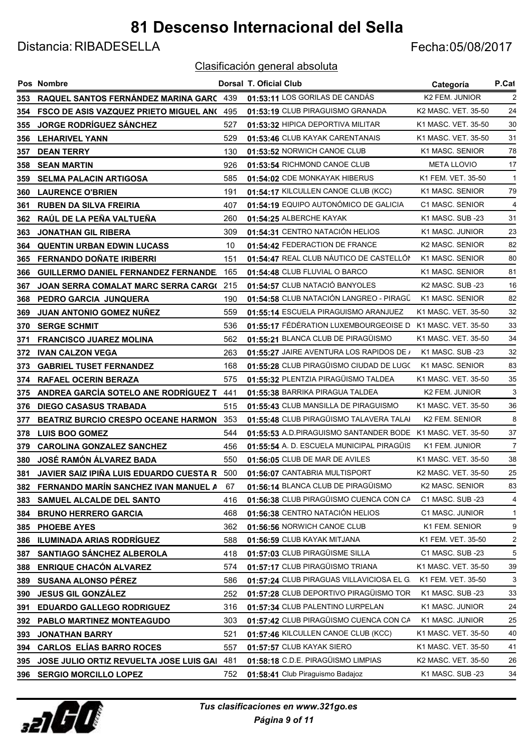# 81 Descenso Internacional del Sella

Distancia: RIBADESELLA

Fecha:05/08/2017

Clasificación general absoluta

| Pos | Nombre | Dorsal | T. Oficial | Club | Categoría | P.Cat |
|---|---|---|---|---|---|---|
| 353 | RAQUEL SANTOS FERNÁNDEZ MARINA GARC | 439 | 01:53:11 | LOS GORILAS DE CANDÁS | K2 FEM. JUNIOR | 2 |
| 354 | FSCO DE ASIS VAZQUEZ PRIETO MIGUEL AN( | 495 | 01:53:19 | CLUB PIRAGUISMO GRANADA | K2 MASC. VET. 35-50 | 24 |
| 355 | JORGE RODRÍGUEZ SÁNCHEZ | 527 | 01:53:32 | HIPICA DEPORTIVA MILITAR | K1 MASC. VET. 35-50 | 30 |
| 356 | LEHARIVEL YANN | 529 | 01:53:46 | CLUB KAYAK CARENTANAIS | K1 MASC. VET. 35-50 | 31 |
| 357 | DEAN TERRY | 130 | 01:53:52 | NORWICH CANOE CLUB | K1 MASC. SENIOR | 78 |
| 358 | SEAN MARTIN | 926 | 01:53:54 | RICHMOND CANOE CLUB | META LLOVIO | 17 |
| 359 | SELMA PALACIN ARTIGOSA | 585 | 01:54:02 | CDE MONKAYAK HIBERUS | K1 FEM. VET. 35-50 | 1 |
| 360 | LAURENCE O'BRIEN | 191 | 01:54:17 | KILCULLEN CANOE CLUB (KCC) | K1 MASC. SENIOR | 79 |
| 361 | RUBEN DA SILVA FREIRIA | 407 | 01:54:19 | EQUIPO AUTONÓMICO DE GALICIA | C1 MASC. SENIOR | 4 |
| 362 | RAÚL DE LA PEÑA VALTUEÑA | 260 | 01:54:25 | ALBERCHE KAYAK | K1 MASC. SUB -23 | 31 |
| 363 | JONATHAN GIL RIBERA | 309 | 01:54:31 | CENTRO NATACIÓN HELIOS | K1 MASC. JUNIOR | 23 |
| 364 | QUENTIN URBAN EDWIN LUCASS | 10 | 01:54:42 | FEDERACTION DE FRANCE | K2 MASC. SENIOR | 82 |
| 365 | FERNANDO DOÑATE IRIBERRI | 151 | 01:54:47 | REAL CLUB NÁUTICO DE CASTELLÓN | K1 MASC. SENIOR | 80 |
| 366 | GUILLERMO DANIEL FERNANDEZ FERNANDE | 165 | 01:54:48 | CLUB FLUVIAL O BARCO | K1 MASC. SENIOR | 81 |
| 367 | JOAN SERRA COMALAT MARC SERRA CARG( | 215 | 01:54:57 | CLUB NATACIÓ BANYOLES | K2 MASC. SUB -23 | 16 |
| 368 | PEDRO GARCIA JUNQUERA | 190 | 01:54:58 | CLUB NATACIÓN LANGREO - PIRAGÜ | K1 MASC. SENIOR | 82 |
| 369 | JUAN ANTONIO GOMEZ NUÑEZ | 559 | 01:55:14 | ESCUELA PIRAGUISMO ARANJUEZ | K1 MASC. VET. 35-50 | 32 |
| 370 | SERGE SCHMIT | 536 | 01:55:17 | FÉDÉRATION LUXEMBOURGEOISE D | K1 MASC. VET. 35-50 | 33 |
| 371 | FRANCISCO JUAREZ MOLINA | 562 | 01:55:21 | BLANCA CLUB DE PIRAGÜISMO | K1 MASC. VET. 35-50 | 34 |
| 372 | IVAN CALZON VEGA | 263 | 01:55:27 | JAIRE AVENTURA LOS RAPIDOS DE / | K1 MASC. SUB -23 | 32 |
| 373 | GABRIEL TUSET FERNANDEZ | 168 | 01:55:28 | CLUB PIRAGÜISMO CIUDAD DE LUG( | K1 MASC. SENIOR | 83 |
| 374 | RAFAEL OCERIN BERAZA | 575 | 01:55:32 | PLENTZIA PIRAGÜISMO TALDEA | K1 MASC. VET. 35-50 | 35 |
| 375 | ANDREA GARCÍA SOTELO ANE RODRÍGUEZ T | 441 | 01:55:38 | BARRIKA PIRAGUA TALDEA | K2 FEM. JUNIOR | 3 |
| 376 | DIEGO CASASUS TRABADA | 515 | 01:55:43 | CLUB MANSILLA DE PIRAGUISMO | K1 MASC. VET. 35-50 | 36 |
| 377 | BEATRIZ BURCIO CRESPO OCEANE HARMON | 353 | 01:55:48 | CLUB PIRAGÜISMO TALAVERA TALAI | K2 FEM. SENIOR | 8 |
| 378 | LUIS BOO GOMEZ | 544 | 01:55:53 | A.D.PIRAGUISMO SANTANDER BODE | K1 MASC. VET. 35-50 | 37 |
| 379 | CAROLINA GONZALEZ SANCHEZ | 456 | 01:55:54 | A. D. ESCUELA MUNICIPAL PIRAGÜIS | K1 FEM. JUNIOR | 7 |
| 380 | JOSÉ RAMÓN ÁLVAREZ BADA | 550 | 01:56:05 | CLUB DE MAR DE AVILES | K1 MASC. VET. 35-50 | 38 |
| 381 | JAVIER SAIZ IPIÑA LUIS EDUARDO CUESTA R | 500 | 01:56:07 | CANTABRIA MULTISPORT | K2 MASC. VET. 35-50 | 25 |
| 382 | FERNANDO MARÍN SANCHEZ IVAN MANUEL A | 67 | 01:56:14 | BLANCA CLUB DE PIRAGÜISMO | K2 MASC. SENIOR | 83 |
| 383 | SAMUEL ALCALDE DEL SANTO | 416 | 01:56:38 | CLUB PIRAGÜISMO CUENCA CON CA | C1 MASC. SUB -23 | 4 |
| 384 | BRUNO HERRERO GARCIA | 468 | 01:56:38 | CENTRO NATACIÓN HELIOS | C1 MASC. JUNIOR | 1 |
| 385 | PHOEBE AYES | 362 | 01:56:56 | NORWICH CANOE CLUB | K1 FEM. SENIOR | 9 |
| 386 | ILUMINADA ARIAS RODRÍGUEZ | 588 | 01:56:59 | CLUB KAYAK MITJANA | K1 FEM. VET. 35-50 | 2 |
| 387 | SANTIAGO SÁNCHEZ ALBEROLA | 418 | 01:57:03 | CLUB PIRAGÜISME SILLA | C1 MASC. SUB -23 | 5 |
| 388 | ENRIQUE CHACÓN ALVAREZ | 574 | 01:57:17 | CLUB PIRAGÜISMO TRIANA | K1 MASC. VET. 35-50 | 39 |
| 389 | SUSANA ALONSO PÉREZ | 586 | 01:57:24 | CLUB PIRAGUAS VILLAVICIOSA EL G | K1 FEM. VET. 35-50 | 3 |
| 390 | JESUS GIL GONZÁLEZ | 252 | 01:57:28 | CLUB DEPORTIVO PIRAGÜISMO TOR | K1 MASC. SUB -23 | 33 |
| 391 | EDUARDO GALLEGO RODRIGUEZ | 316 | 01:57:34 | CLUB PALENTINO LURPELAN | K1 MASC. JUNIOR | 24 |
| 392 | PABLO MARTINEZ MONTEAGUDO | 303 | 01:57:42 | CLUB PIRAGÜISMO CUENCA CON CA | K1 MASC. JUNIOR | 25 |
| 393 | JONATHAN BARRY | 521 | 01:57:46 | KILCULLEN CANOE CLUB (KCC) | K1 MASC. VET. 35-50 | 40 |
| 394 | CARLOS ELÍAS BARRO ROCES | 557 | 01:57:57 | CLUB KAYAK SIERO | K1 MASC. VET. 35-50 | 41 |
| 395 | JOSE JULIO ORTIZ REVUELTA JOSE LUIS GAI | 481 | 01:58:18 | C.D.E. PIRAGÜISMO LIMPIAS | K2 MASC. VET. 35-50 | 26 |
| 396 | SERGIO MORCILLO LOPEZ | 752 | 01:58:41 | Club Piraguismo Badajoz | K1 MASC. SUB -23 | 34 |

*Tus clasificaciones en www.321go.es*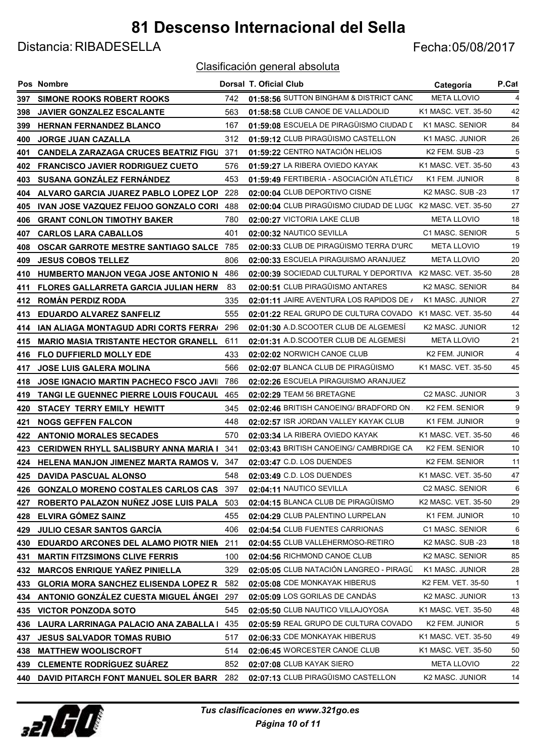# 81 Descenso Internacional del Sella

Distancia: RIBADESELLA

Fecha:05/08/2017

## Clasificación general absoluta

| Pos | Nombre | Dorsal | T. Oficial | Club | Categoría | P.Cat |
|---|---|---|---|---|---|---|
| 397 | SIMONE ROOKS ROBERT ROOKS | 742 | 01:58:56 | SUTTON BINGHAM & DISTRICT CANC | META LLOVIO | 4 |
| 398 | JAVIER GONZALEZ ESCALANTE | 563 | 01:58:58 | CLUB CANOE DE VALLADOLID | K1 MASC. VET. 35-50 | 42 |
| 399 | HERNAN FERNANDEZ BLANCO | 167 | 01:59:08 | ESCUELA DE PIRAGÜISMO CIUDAD D | K1 MASC. SENIOR | 84 |
| 400 | JORGE JUAN CAZALLA | 312 | 01:59:12 | CLUB PIRAGÜISMO CASTELLON | K1 MASC. JUNIOR | 26 |
| 401 | CANDELA ZARAZAGA CRUCES BEATRIZ FIGU | 371 | 01:59:22 | CENTRO NATACIÓN HELIOS | K2 FEM. SUB -23 | 5 |
| 402 | FRANCISCO JAVIER RODRIGUEZ CUETO | 576 | 01:59:27 | LA RIBERA OVIEDO KAYAK | K1 MASC. VET. 35-50 | 43 |
| 403 | SUSANA GONZÁLEZ FERNÁNDEZ | 453 | 01:59:49 | FERTIBERIA - ASOCIACIÓN ATLÉTICA | K1 FEM. JUNIOR | 8 |
| 404 | ALVARO GARCIA JUAREZ PABLO LOPEZ LOP | 228 | 02:00:04 | CLUB DEPORTIVO CISNE | K2 MASC. SUB -23 | 17 |
| 405 | IVAN JOSE VAZQUEZ FEIJOO GONZALO CORI | 488 | 02:00:04 | CLUB PIRAGÜISMO CIUDAD DE LUGO | K2 MASC. VET. 35-50 | 27 |
| 406 | GRANT CONLON TIMOTHY BAKER | 780 | 02:00:27 | VICTORIA LAKE CLUB | META LLOVIO | 18 |
| 407 | CARLOS LARA CABALLOS | 401 | 02:00:32 | NAUTICO SEVILLA | C1 MASC. SENIOR | 5 |
| 408 | OSCAR GARROTE MESTRE SANTIAGO SALCE | 785 | 02:00:33 | CLUB DE PIRAGÜISMO TERRA D'URC | META LLOVIO | 19 |
| 409 | JESUS COBOS TELLEZ | 806 | 02:00:33 | ESCUELA PIRAGUISMO ARANJUEZ | META LLOVIO | 20 |
| 410 | HUMBERTO MANJON VEGA JOSE ANTONIO N | 486 | 02:00:39 | SOCIEDAD CULTURAL Y DEPORTIVA | K2 MASC. VET. 35-50 | 28 |
| 411 | FLORES GALLARRETA GARCIA JULIAN HERM | 83 | 02:00:51 | CLUB PIRAGÜISMO ANTARES | K2 MASC. SENIOR | 84 |
| 412 | ROMÁN PERDIZ RODA | 335 | 02:01:11 | JAIRE AVENTURA LOS RAPIDOS DE A | K1 MASC. JUNIOR | 27 |
| 413 | EDUARDO ALVAREZ SANFELIZ | 555 | 02:01:22 | REAL GRUPO DE CULTURA COVADO | K1 MASC. VET. 35-50 | 44 |
| 414 | IAN ALIAGA MONTAGUD ADRI CORTS FERRA | 296 | 02:01:30 | A.D.SCOOTER CLUB DE ALGEMESÍ | K2 MASC. JUNIOR | 12 |
| 415 | MARIO MASIA TRISTANTE HECTOR GRANELL | 611 | 02:01:31 | A.D.SCOOTER CLUB DE ALGEMESÍ | META LLOVIO | 21 |
| 416 | FLO DUFFIERLD MOLLY EDE | 433 | 02:02:02 | NORWICH CANOE CLUB | K2 FEM. JUNIOR | 4 |
| 417 | JOSE LUIS GALERA MOLINA | 566 | 02:02:07 | BLANCA CLUB DE PIRAGÜISMO | K1 MASC. VET. 35-50 | 45 |
| 418 | JOSE IGNACIO MARTIN PACHECO FSCO JAVI | 786 | 02:02:26 | ESCUELA PIRAGUISMO ARANJUEZ | | |
| 419 | TANGI LE GUENNEC PIERRE LOUIS FOUCAUL | 465 | 02:02:29 | TEAM 56 BRETAGNE | C2 MASC. JUNIOR | 3 |
| 420 | STACEY TERRY EMILY HEWITT | 345 | 02:02:46 | BRITISH CANOEING/ BRADFORD ON | K2 FEM. SENIOR | 9 |
| 421 | NOGS GEFFEN FALCON | 448 | 02:02:57 | ISR JORDAN VALLEY KAYAK CLUB | K1 FEM. JUNIOR | 9 |
| 422 | ANTONIO MORALES SECADES | 570 | 02:03:34 | LA RIBERA OVIEDO KAYAK | K1 MASC. VET. 35-50 | 46 |
| 423 | CERIDWEN RHYLL SALISBURY ANNA MARIA I | 341 | 02:03:43 | BRITISH CANOEING/ CAMBRDIGE CA | K2 FEM. SENIOR | 10 |
| 424 | HELENA MANJON JIMENEZ MARTA RAMOS V | 347 | 02:03:47 | C.D. LOS DUENDES | K2 FEM. SENIOR | 11 |
| 425 | DAVIDA PASCUAL ALONSO | 548 | 02:03:49 | C.D. LOS DUENDES | K1 MASC. VET. 35-50 | 47 |
| 426 | GONZALO MORENO COSTALES CARLOS CAS | 397 | 02:04:11 | NAUTICO SEVILLA | C2 MASC. SENIOR | 6 |
| 427 | ROBERTO PALAZON NUÑEZ JOSE LUIS PALA | 503 | 02:04:15 | BLANCA CLUB DE PIRAGÜISMO | K2 MASC. VET. 35-50 | 29 |
| 428 | ELVIRA GÓMEZ SAINZ | 455 | 02:04:29 | CLUB PALENTINO LURPELAN | K1 FEM. JUNIOR | 10 |
| 429 | JULIO CESAR SANTOS GARCÍA | 406 | 02:04:54 | CLUB FUENTES CARRIONAS | C1 MASC. SENIOR | 6 |
| 430 | EDUARDO ARCONES DEL ALAMO PIOTR NIEM | 211 | 02:04:55 | CLUB VALLEHERMOSO-RETIRO | K2 MASC. SUB -23 | 18 |
| 431 | MARTIN FITZSIMONS CLIVE FERRIS | 100 | 02:04:56 | RICHMOND CANOE CLUB | K2 MASC. SENIOR | 85 |
| 432 | MARCOS ENRIQUE YAÑEZ PINIELLA | 329 | 02:05:05 | CLUB NATACIÓN LANGREO - PIRAGÜ | K1 MASC. JUNIOR | 28 |
| 433 | GLORIA MORA SANCHEZ ELISENDA LOPEZ R | 582 | 02:05:08 | CDE MONKAYAK HIBERUS | K2 FEM. VET. 35-50 | 1 |
| 434 | ANTONIO GONZÁLEZ CUESTA MIGUEL ÁNGEI | 297 | 02:05:09 | LOS GORILAS DE CANDÁS | K2 MASC. JUNIOR | 13 |
| 435 | VICTOR PONZODA SOTO | 545 | 02:05:50 | CLUB NAUTICO VILLAJOYOSA | K1 MASC. VET. 35-50 | 48 |
| 436 | LAURA LARRINAGA PALACIO ANA ZABALLA I | 435 | 02:05:59 | REAL GRUPO DE CULTURA COVADO | K2 FEM. JUNIOR | 5 |
| 437 | JESUS SALVADOR TOMAS RUBIO | 517 | 02:06:33 | CDE MONKAYAK HIBERUS | K1 MASC. VET. 35-50 | 49 |
| 438 | MATTHEW WOOLISCROFT | 514 | 02:06:45 | WORCESTER CANOE CLUB | K1 MASC. VET. 35-50 | 50 |
| 439 | CLEMENTE RODRÍGUEZ SUÁREZ | 852 | 02:07:08 | CLUB KAYAK SIERO | META LLOVIO | 22 |
| 440 | DAVID PITARCH FONT MANUEL SOLER BARR | 282 | 02:07:13 | CLUB PIRAGÜISMO CASTELLON | K2 MASC. JUNIOR | 14 |

*Tus clasificaciones en www.321go.es*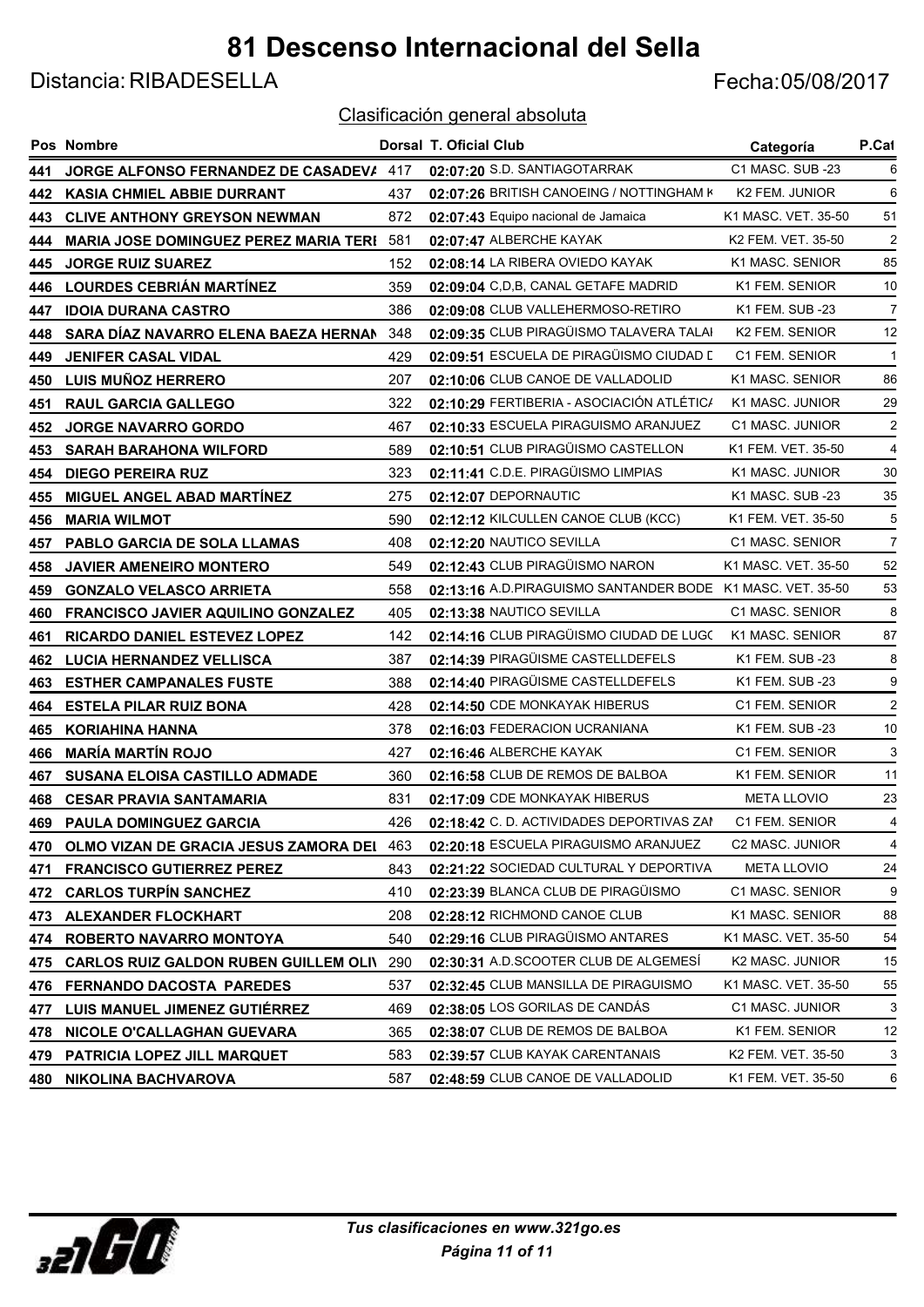# 81 Descenso Internacional del Sella

Distancia: RIBADESELLA

Fecha:05/08/2017

Clasificación general absoluta

| Pos | Nombre | Dorsal | T. Oficial | Club | Categoría | P.Cat |
|---|---|---|---|---|---|---|
| 441 | JORGE ALFONSO FERNANDEZ DE CASADEVA | 417 | 02:07:20 | S.D. SANTIAGOTARRAK | C1 MASC. SUB -23 | 6 |
| 442 | KASIA CHMIEL ABBIE DURRANT | 437 | 02:07:26 | BRITISH CANOEING / NOTTINGHAM K | K2 FEM. JUNIOR | 6 |
| 443 | CLIVE ANTHONY GREYSON NEWMAN | 872 | 02:07:43 | Equipo nacional de Jamaica | K1 MASC. VET. 35-50 | 51 |
| 444 | MARIA JOSE DOMINGUEZ PEREZ MARIA TERE | 581 | 02:07:47 | ALBERCHE KAYAK | K2 FEM. VET. 35-50 | 2 |
| 445 | JORGE RUIZ SUAREZ | 152 | 02:08:14 | LA RIBERA OVIEDO KAYAK | K1 MASC. SENIOR | 85 |
| 446 | LOURDES CEBRIÁN MARTÍNEZ | 359 | 02:09:04 | C,D,B, CANAL GETAFE MADRID | K1 FEM. SENIOR | 10 |
| 447 | IDOIA DURANA CASTRO | 386 | 02:09:08 | CLUB VALLEHERMOSO-RETIRO | K1 FEM. SUB -23 | 7 |
| 448 | SARA DÍAZ NAVARRO ELENA BAEZA HERNAN | 348 | 02:09:35 | CLUB PIRAGÜISMO TALAVERA TALAI | K2 FEM. SENIOR | 12 |
| 449 | JENIFER CASAL VIDAL | 429 | 02:09:51 | ESCUELA DE PIRAGÜISMO CIUDAD D | C1 FEM. SENIOR | 1 |
| 450 | LUIS MUÑOZ HERRERO | 207 | 02:10:06 | CLUB CANOE DE VALLADOLID | K1 MASC. SENIOR | 86 |
| 451 | RAUL GARCIA GALLEGO | 322 | 02:10:29 | FERTIBERIA - ASOCIACIÓN ATLÉTICA | K1 MASC. JUNIOR | 29 |
| 452 | JORGE NAVARRO GORDO | 467 | 02:10:33 | ESCUELA PIRAGUISMO ARANJUEZ | C1 MASC. JUNIOR | 2 |
| 453 | SARAH BARAHONA WILFORD | 589 | 02:10:51 | CLUB PIRAGÜISMO CASTELLON | K1 FEM. VET. 35-50 | 4 |
| 454 | DIEGO PEREIRA RUZ | 323 | 02:11:41 | C.D.E. PIRAGÜISMO LIMPIAS | K1 MASC. JUNIOR | 30 |
| 455 | MIGUEL ANGEL ABAD MARTÍNEZ | 275 | 02:12:07 | DEPORNAUTIC | K1 MASC. SUB -23 | 35 |
| 456 | MARIA WILMOT | 590 | 02:12:12 | KILCULLEN CANOE CLUB (KCC) | K1 FEM. VET. 35-50 | 5 |
| 457 | PABLO GARCIA DE SOLA LLAMAS | 408 | 02:12:20 | NAUTICO SEVILLA | C1 MASC. SENIOR | 7 |
| 458 | JAVIER AMENEIRO MONTERO | 549 | 02:12:43 | CLUB PIRAGÜISMO NARON | K1 MASC. VET. 35-50 | 52 |
| 459 | GONZALO VELASCO ARRIETA | 558 | 02:13:16 | A.D.PIRAGUISMO SANTANDER BODE | K1 MASC. VET. 35-50 | 53 |
| 460 | FRANCISCO JAVIER AQUILINO GONZALEZ | 405 | 02:13:38 | NAUTICO SEVILLA | C1 MASC. SENIOR | 8 |
| 461 | RICARDO DANIEL ESTEVEZ LOPEZ | 142 | 02:14:16 | CLUB PIRAGÜISMO CIUDAD DE LUGO | K1 MASC. SENIOR | 87 |
| 462 | LUCIA HERNANDEZ VELLISCA | 387 | 02:14:39 | PIRAGÜISME CASTELLDEFELS | K1 FEM. SUB -23 | 8 |
| 463 | ESTHER CAMPANALES FUSTE | 388 | 02:14:40 | PIRAGÜISME CASTELLDEFELS | K1 FEM. SUB -23 | 9 |
| 464 | ESTELA PILAR RUIZ BONA | 428 | 02:14:50 | CDE MONKAYAK HIBERUS | C1 FEM. SENIOR | 2 |
| 465 | KORIAHINA HANNA | 378 | 02:16:03 | FEDERACION UCRANIANA | K1 FEM. SUB -23 | 10 |
| 466 | MARÍA MARTÍN ROJO | 427 | 02:16:46 | ALBERCHE KAYAK | C1 FEM. SENIOR | 3 |
| 467 | SUSANA ELOISA CASTILLO ADMADE | 360 | 02:16:58 | CLUB DE REMOS DE BALBOA | K1 FEM. SENIOR | 11 |
| 468 | CESAR PRAVIA SANTAMARIA | 831 | 02:17:09 | CDE MONKAYAK HIBERUS | META LLOVIO | 23 |
| 469 | PAULA DOMINGUEZ GARCIA | 426 | 02:18:42 | C. D. ACTIVIDADES DEPORTIVAS ZAM | C1 FEM. SENIOR | 4 |
| 470 | OLMO VIZAN DE GRACIA JESUS ZAMORA DEL | 463 | 02:20:18 | ESCUELA PIRAGUISMO ARANJUEZ | C2 MASC. JUNIOR | 4 |
| 471 | FRANCISCO GUTIERREZ PEREZ | 843 | 02:21:22 | SOCIEDAD CULTURAL Y DEPORTIVA | META LLOVIO | 24 |
| 472 | CARLOS TURPÍN SANCHEZ | 410 | 02:23:39 | BLANCA CLUB DE PIRAGÜISMO | C1 MASC. SENIOR | 9 |
| 473 | ALEXANDER FLOCKHART | 208 | 02:28:12 | RICHMOND CANOE CLUB | K1 MASC. SENIOR | 88 |
| 474 | ROBERTO NAVARRO MONTOYA | 540 | 02:29:16 | CLUB PIRAGÜISMO ANTARES | K1 MASC. VET. 35-50 | 54 |
| 475 | CARLOS RUIZ GALDON RUBEN GUILLEM OLIV | 290 | 02:30:31 | A.D.SCOOTER CLUB DE ALGEMESÍ | K2 MASC. JUNIOR | 15 |
| 476 | FERNANDO DACOSTA PAREDES | 537 | 02:32:45 | CLUB MANSILLA DE PIRAGUISMO | K1 MASC. VET. 35-50 | 55 |
| 477 | LUIS MANUEL JIMENEZ GUTIÉRREZ | 469 | 02:38:05 | LOS GORILAS DE CANDÁS | C1 MASC. JUNIOR | 3 |
| 478 | NICOLE O'CALLAGHAN GUEVARA | 365 | 02:38:07 | CLUB DE REMOS DE BALBOA | K1 FEM. SENIOR | 12 |
| 479 | PATRICIA LOPEZ JILL MARQUET | 583 | 02:39:57 | CLUB KAYAK CARENTANAIS | K2 FEM. VET. 35-50 | 3 |
| 480 | NIKOLINA BACHVAROVA | 587 | 02:48:59 | CLUB CANOE DE VALLADOLID | K1 FEM. VET. 35-50 | 6 |

*Tus clasificaciones en www.321go.es*